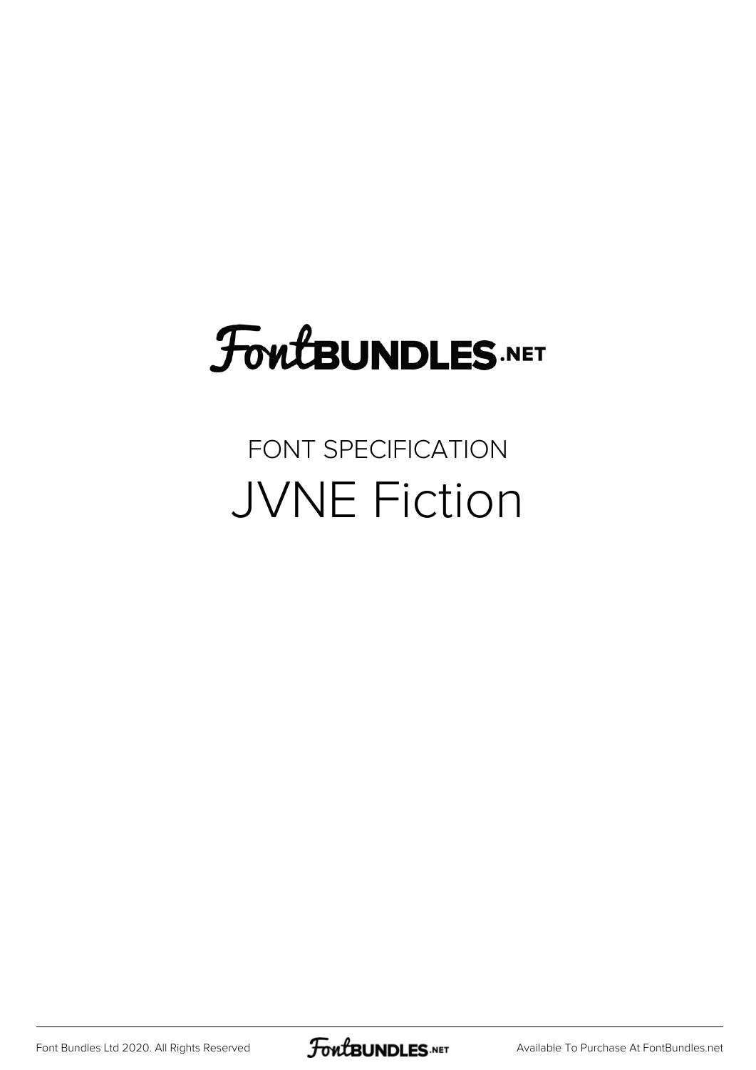FontBUNDLES.NET

FONT SPECIFICATION

# JVNE Fiction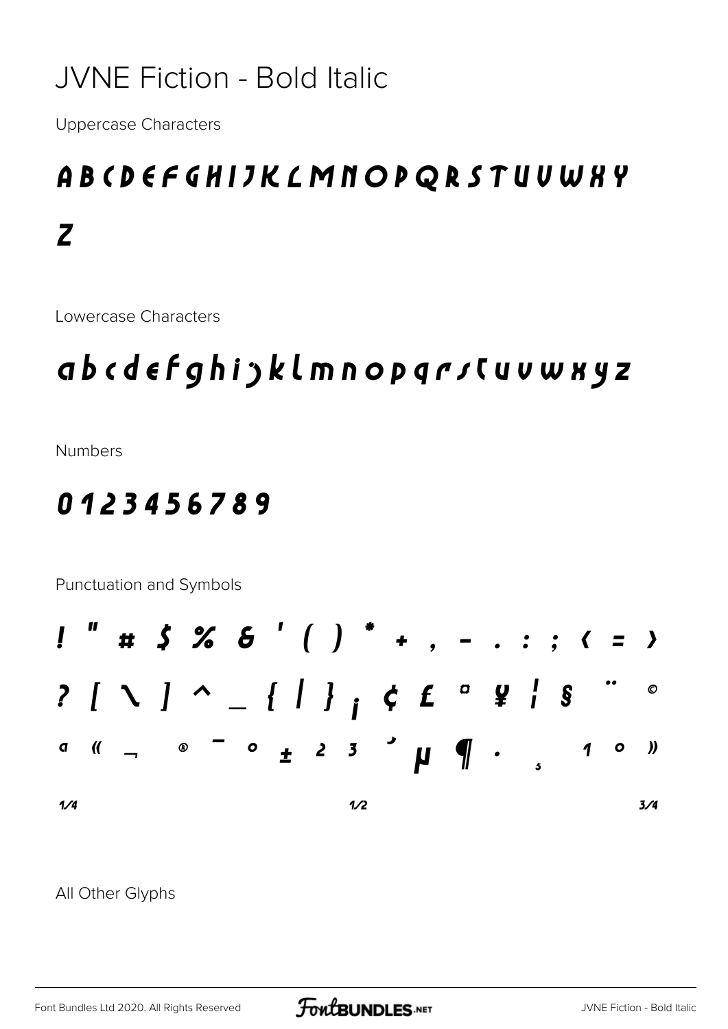# JVNE Fiction - Bold Italic

Uppercase Characters

A B C D E F G H I J K L M N O P Q R S T U V W X Y Z

Lowercase Characters

a b c d e f g h i j k l m n o p q r s t u v w x y z

Numbers

0 1 2 3 4 5 6 7 8 9

Punctuation and Symbols

! " # $ % & ' ( ) * + , - . : ; < = >

? [ \ ] ^ _ { | } ¡ ¢ £ ¤ ¥ ¦ § ¨ ©

ª « ¬ ® ¯ ° ± ² ³ ´ µ ¶ · ¸ ¹ º »

¼ ½ ¾

All Other Glyphs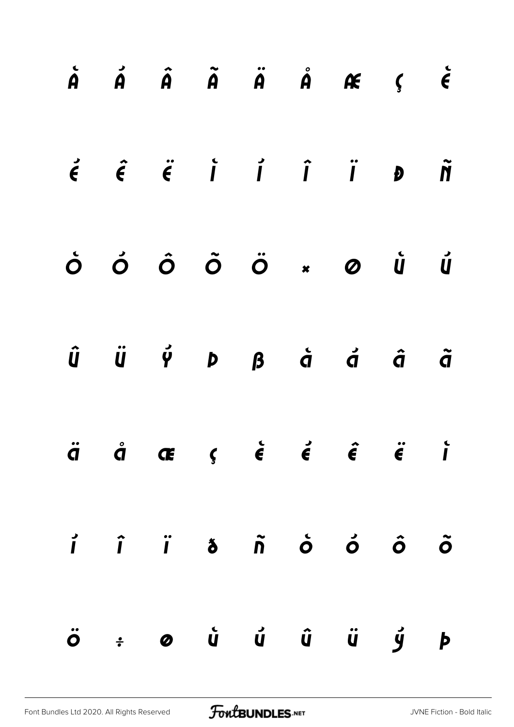À Á Â Ã Ä Å Æ Ç È

É Ê Ë Ì Í Î Ï Ð Ñ

Ò Ó Ô Õ Ö × Ø Ù Ú

Û Ü Ý Þ ß à á â ã

ä å æ ç è é ê ë ì

í î ï ð ñ ò ó ô õ

ö ÷ ø ù ú û ü ý þ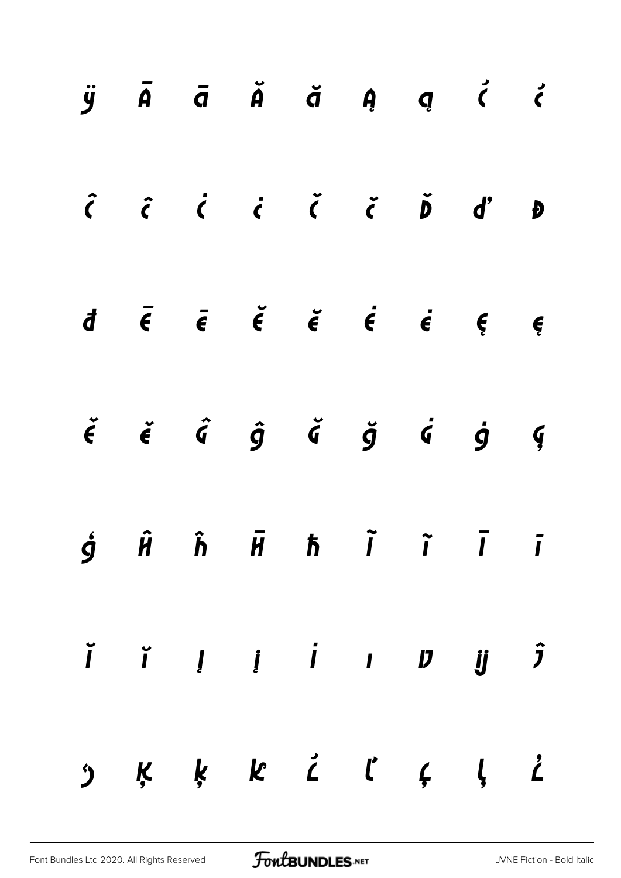ÿ Ā ā Ă ă Ą ą Ć ć

Ĉ ĉ Ċ ċ Č č Ď ď Đ

đ Ē ē Ĕ ĕ Ė ė Ę ę

Ě ě Ĝ ĝ Ğ ğ Ġ ġ Ģ

ģ Ĥ ĥ Ħ ħ Ĩ ĩ Ī ī

Ĭ ĭ Į į İ ı Ĳ ĳ Ĵ

ĵ Ķ ķ ĸ Ĺ ĺ Ļ ļ Ľ

Font Bundles Ltd 2020. All Rights Reserved

JVNE Fiction - Bold Italic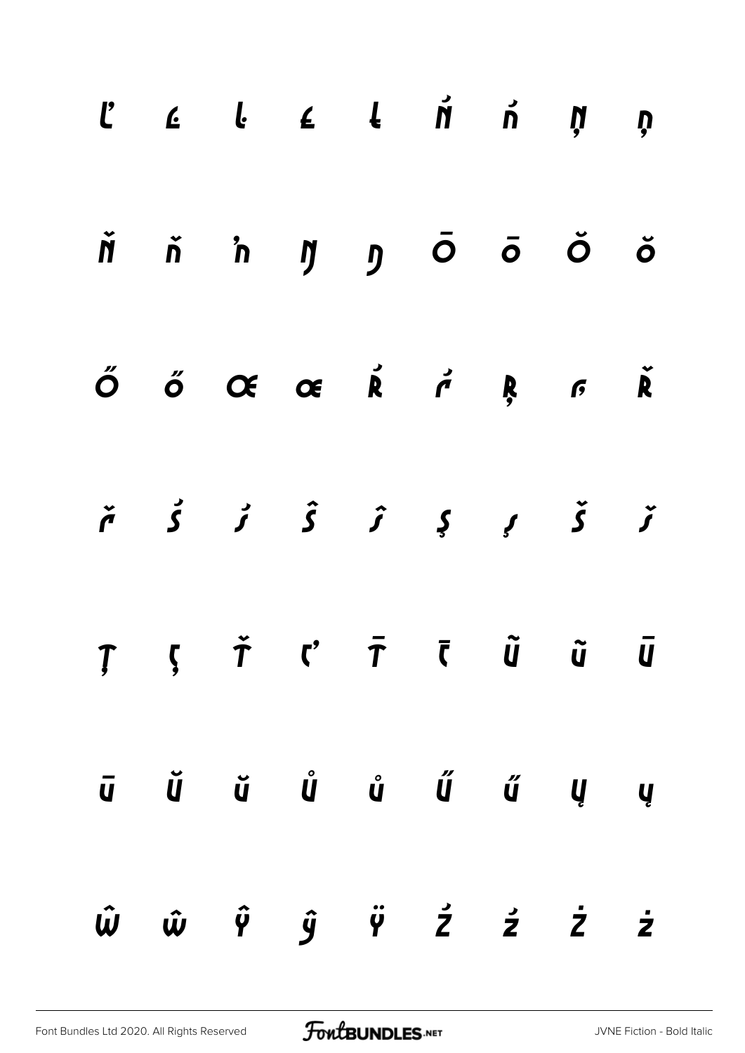Ľ ľ Ŀ ŀ Ł Ń ń Ņ ņ

Ň ň ŉ Ŋ ŋ Ō ō Ŏ ŏ

Ő ő Œ œ Ŕ ŕ Ŗ ŗ Ř

ř Ś ś Ŝ ŝ Ş ş Š š

Ţ ţ Ť ť Ŧ ŧ Ũ ũ Ū

ū Ŭ ŭ Ů ů Ű ű Ų ų

Ŵ ŵ Ŷ ŷ Ÿ Ź ź Ż ż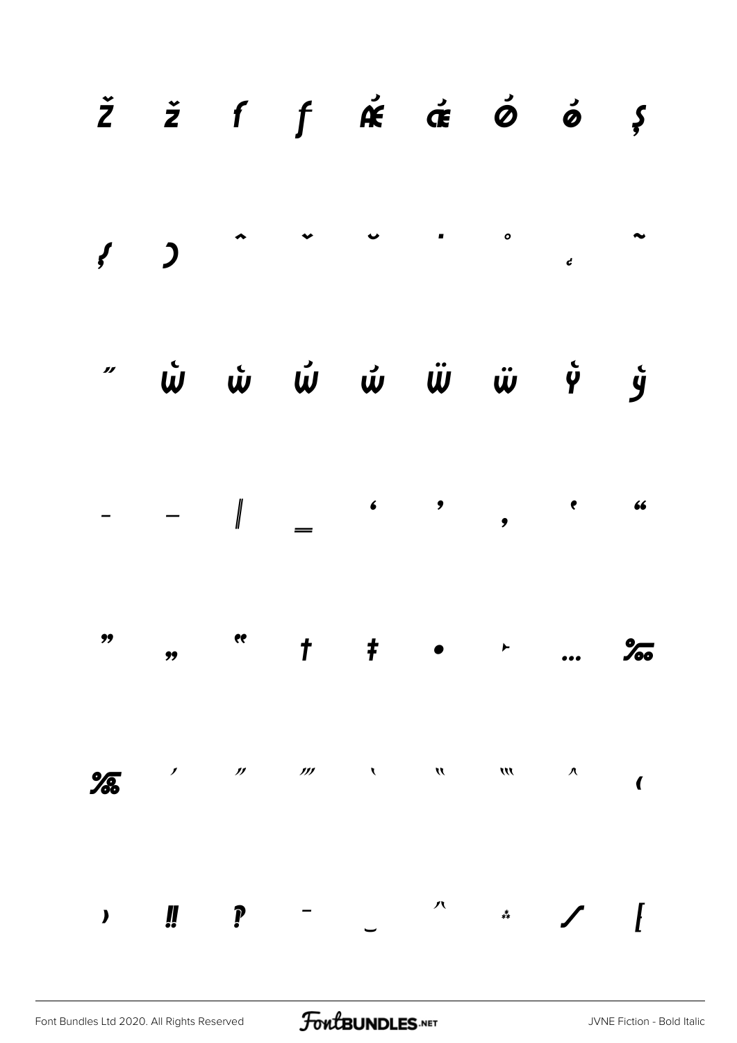Ž ž ƒ ƒ Ǽ ǽ Ǿ ǿ Ş

ş ͻ ˆ ˇ ˘ ˙ ˚ ˛ ˜

˝ Ẁ ẁ Ẃ ẃ Ẅ ẅ Ỳ ỳ

– — ‖ ‗ ‘ ’ ‚ ‛ “

” „ ‟ † ‡ • ‣ … ‰

‱ ′ ″ ‴ ‵ ‶ ‷ ‸ ‹

› ‼ ‽ ‾ ‿ ⁀ ⁂ ⁄ ⁅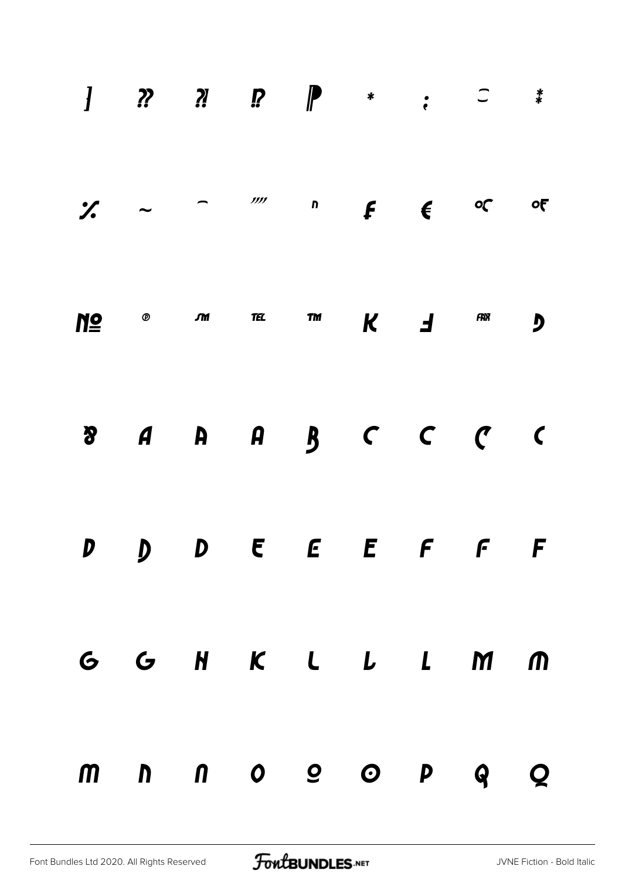] ?? ?! !? ‖P * ; ⌢ ⁑

% ~ ⌢ '''' ⁿ ₣ € ℃ ℉

№ ℗ ℠ ℡ ™ K Ⅎ FAX D

ȣ A A A B C C C C

D D D E E E F F F

G G H K L L L M M

m n n o o o p q q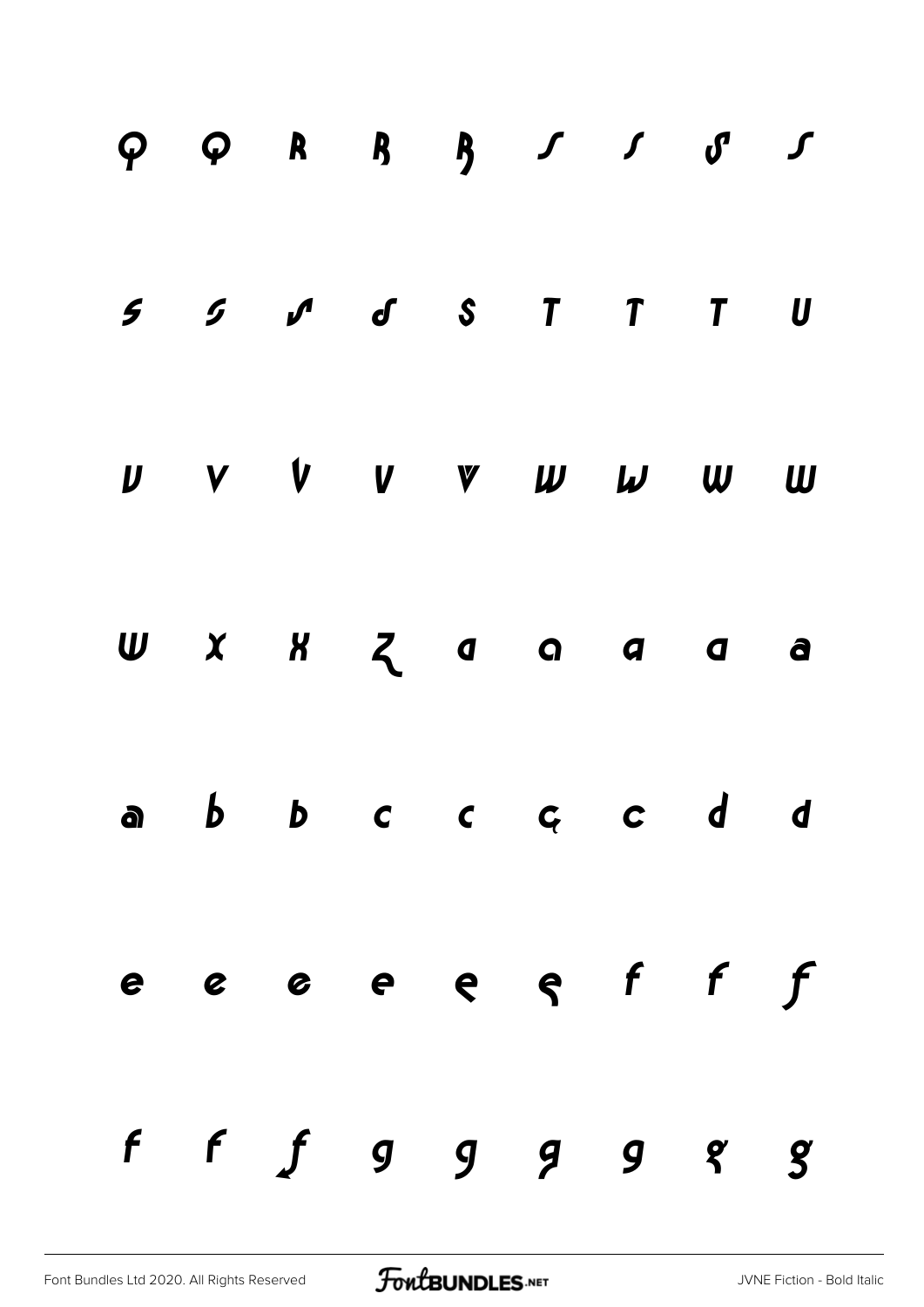Q Q R R R S S S S

S S S S S T T T U

U V V V V W W W W

W X X Z a a a a a

a b b c c ç c d d

e e e e ę ę f f f

f f f g g g g g g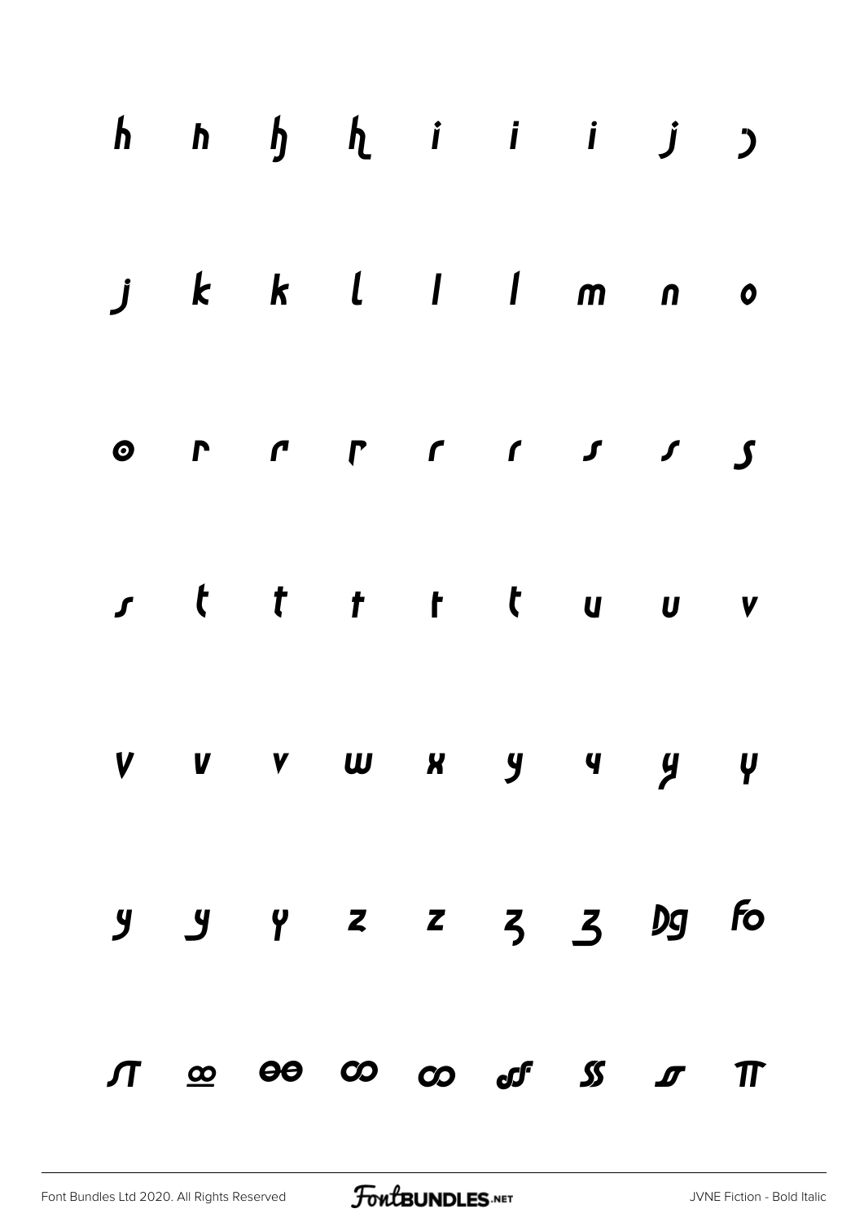h h ɦ ɧ i i i j ȷ

j k k l l l m n o

o r r r r r s s s

s t t t t t u u v

v v v w x y y y y

y y y z z z z Dg fo

ſt œ ɵɵ ∞ ∞ ꝭ ſs ſr π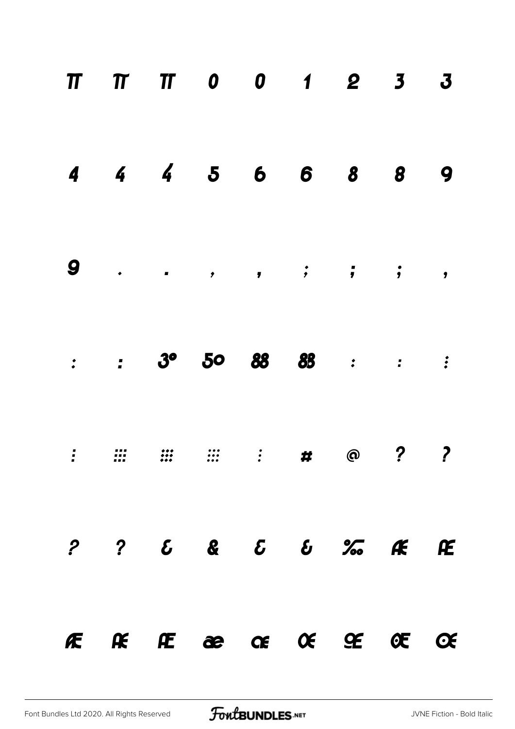π π π 0 0 1 2 3 3

4 4 4 5 6 6 8 8 9

9 . . , , ; ; ; ,

: : 3° 50 88 88 : : ⁝

⁝ ::: ::: ::: ⁝ # @ ? ?

? ? & & & & ‰ Æ Æ

Æ Æ Æ æ œ Œ Œ Œ Œ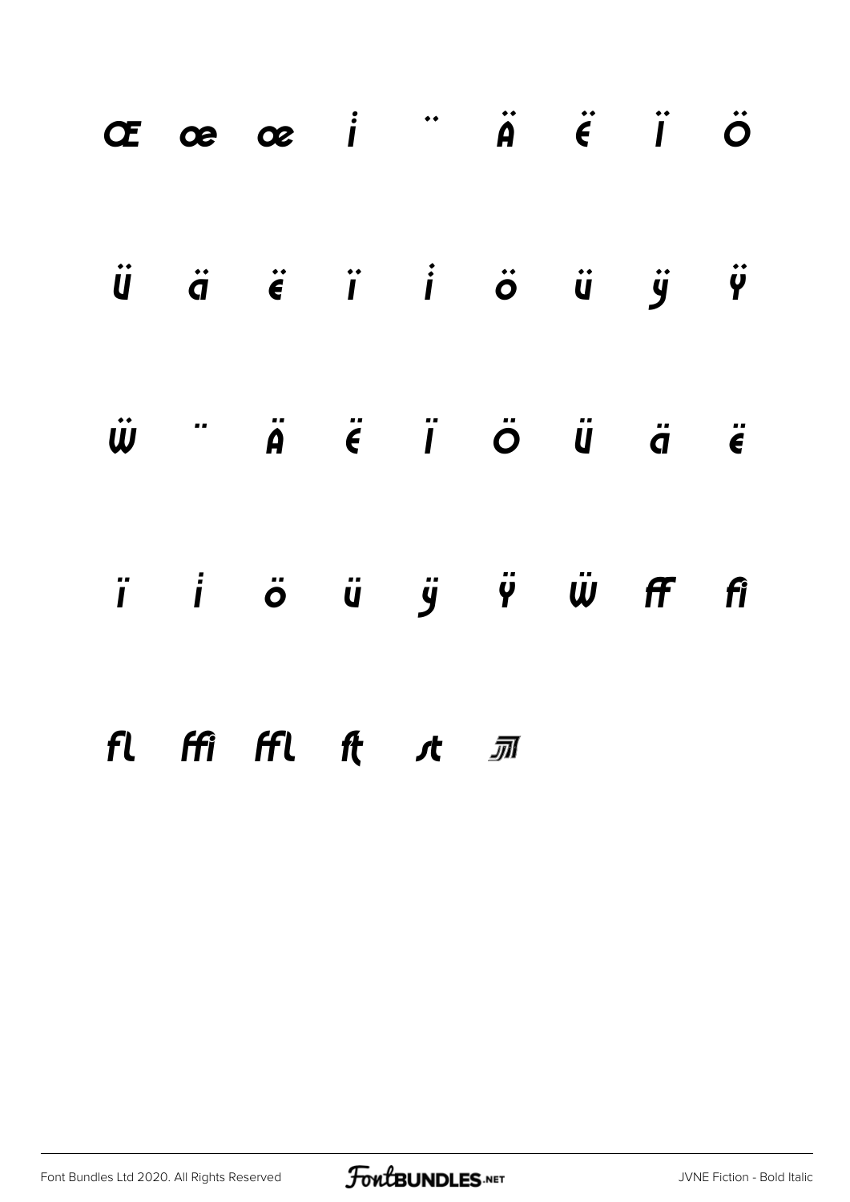Œ œ œ i̇ ̈ Ä Ë Ï Ö

Ü ä ë ï i̇ ö ü ÿ Ÿ

Ẅ ̈ Ä Ë Ï Ö Ü ä ë

ï i̇ ö ü ÿ Ÿ Ẅ ff fi

fl ffi ffl ft st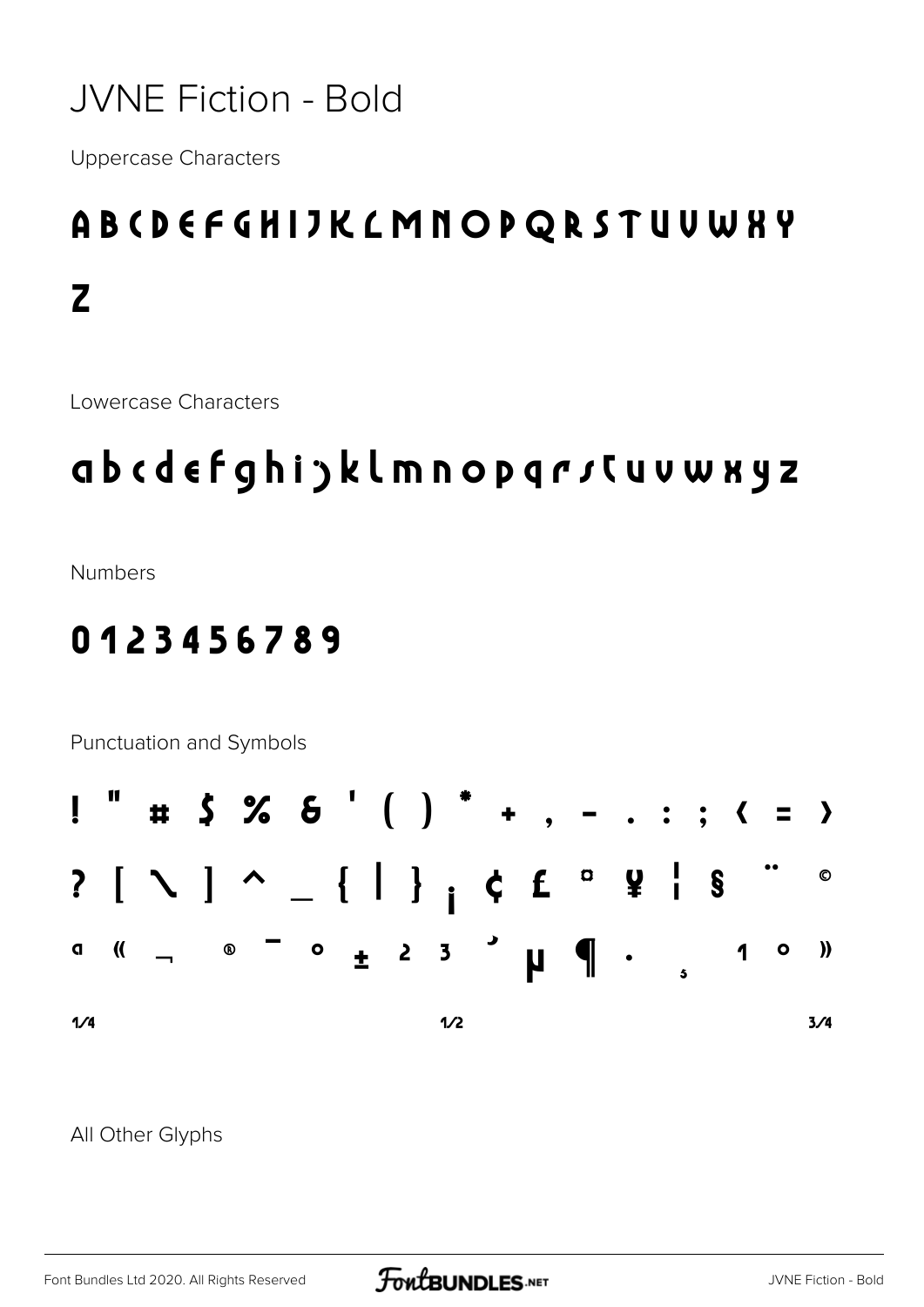# JVNE Fiction - Bold

Uppercase Characters

A B C D E F G H I J K L M N O P Q R S T U V W X Y Z

Lowercase Characters

a b c d e f g h i j k l m n o p q r s t u v w x y z

Numbers

0 1 2 3 4 5 6 7 8 9

Punctuation and Symbols

! " # $ % & ' ( ) * + , - . : ; < = >

? [ \ ] ^ _ { | } ¡ ¢ £ ¤ ¥ ¦ § ¨ ©

ª « ¬ ® ¯ ° ± ² ³ ´ µ ¶ · ¸ ¹ º »

¼ ½ ¾

All Other Glyphs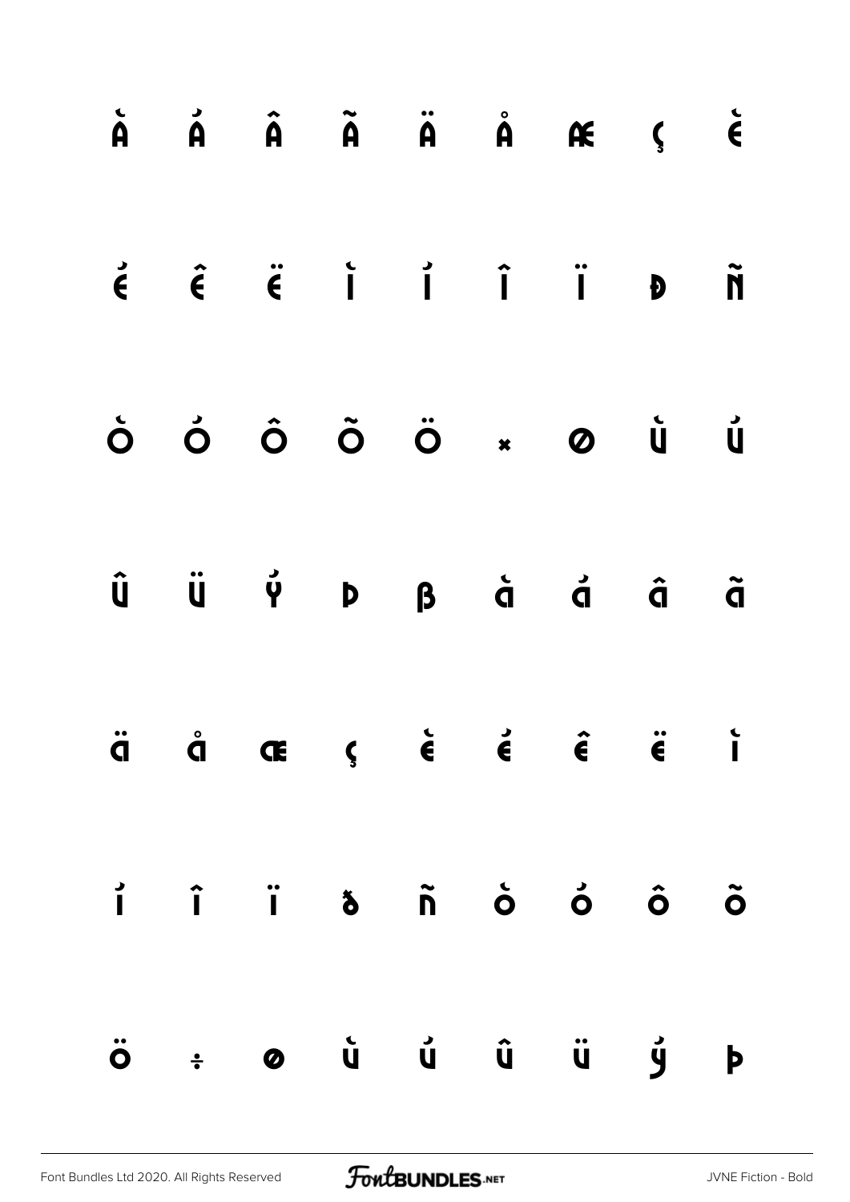À Á Â Ã Ä Å Æ Ç È

É Ê Ë Ì Í Î Ï Ð Ñ

Ò Ó Ô Õ Ö × Ø Ù Ú

Û Ü Ý Þ ß à á â ã

ä å æ ç è é ê ë ì

í î ï ð ñ ò ó ô õ

ö ÷ ø ù ú û ü ý þ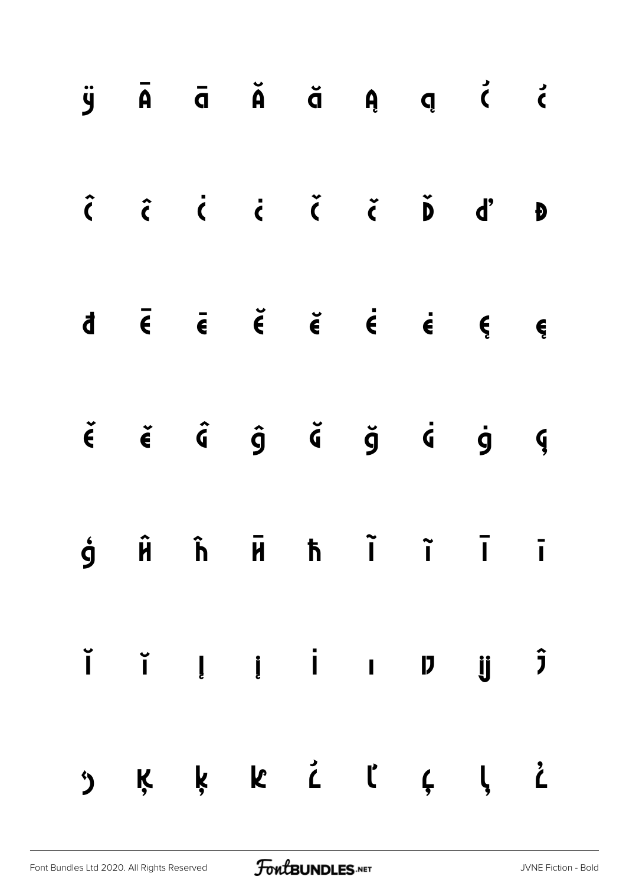ÿ Ā ā Ă ă Ą ą Ć ć

Ĉ ĉ Ċ ċ Č č Ď ď Đ

đ Ē ē Ĕ ĕ Ė ė Ę ę

Ě ě Ĝ ĝ Ğ ğ Ġ ġ Ģ

ģ Ĥ ĥ Ħ ħ Ĩ ĩ Ī ī

Ĭ ĭ Į į İ ı Ĳ ĳ Ĵ

ĵ Ķ ķ ĸ Ĺ ĺ Ļ ļ Ľ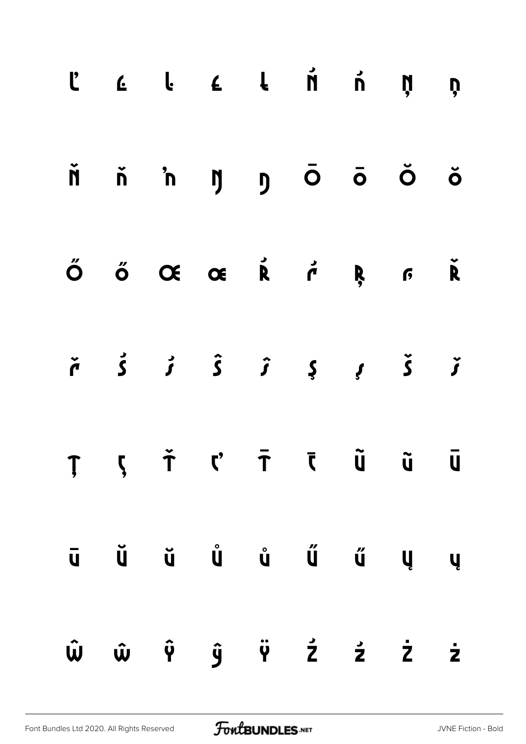Ľ ľ Ŀ ŀ Ł Ń ń Ņ ņ

Ň ň ŉ Ŋ ŋ Ō ō Ŏ ŏ

Ő ő Œ œ Ŕ ŕ Ŗ ŗ Ř

ř Ś ś Ŝ ŝ Ş ş Š š

Ţ ţ Ť ť Ŧ ŧ Ũ ũ Ū

ū Ŭ ŭ Ů ů Ű ű Ų ų

Ŵ ŵ Ŷ ŷ Ÿ Ź ź Ż ż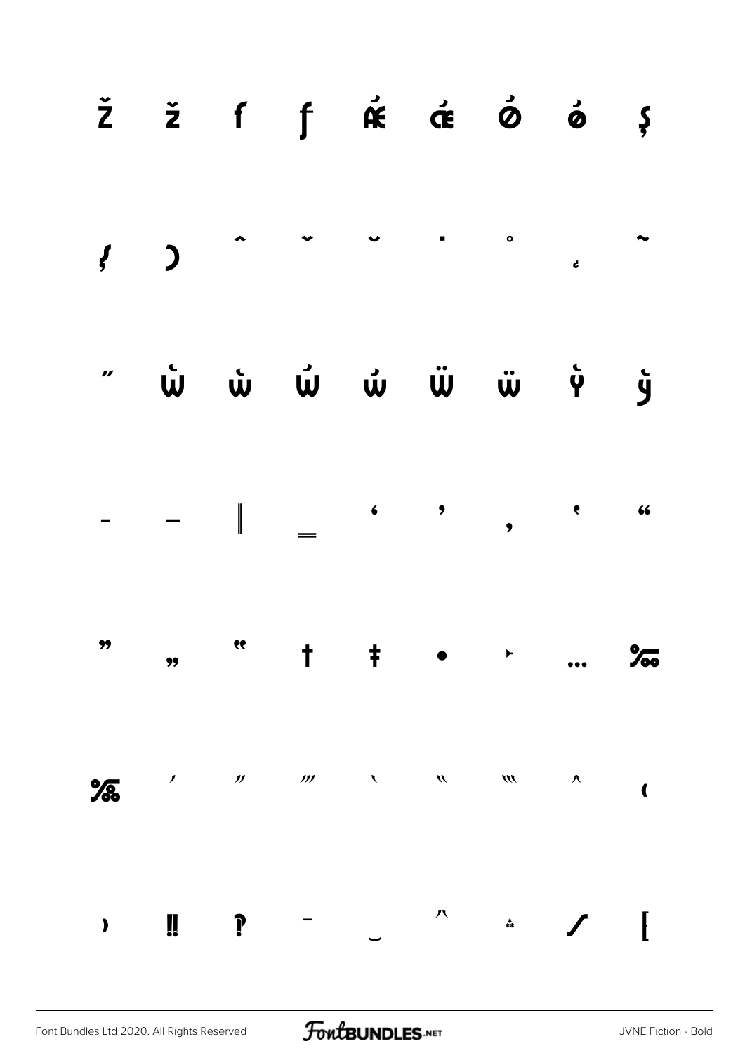Ž ž ƒ ʃ Ǽ ǽ Ǿ ǿ Ş

ʃ ) ˆ ˇ ˘ ˙ ˚ ˛ ˜

˝ Ẁ ẁ Ẃ ẃ Ẅ ẅ Ỳ ỳ

– — ‖ ‗ ' ' ‚ ‛ "

" „ ‟ † ‡ • ‣ … ‰

‱ ′ ″ ‴ ‵ ‶ ‷ ‸ ‹

› ‼ ‽ ‾ ‿ ⁀ ⁂ ⁄ ⁅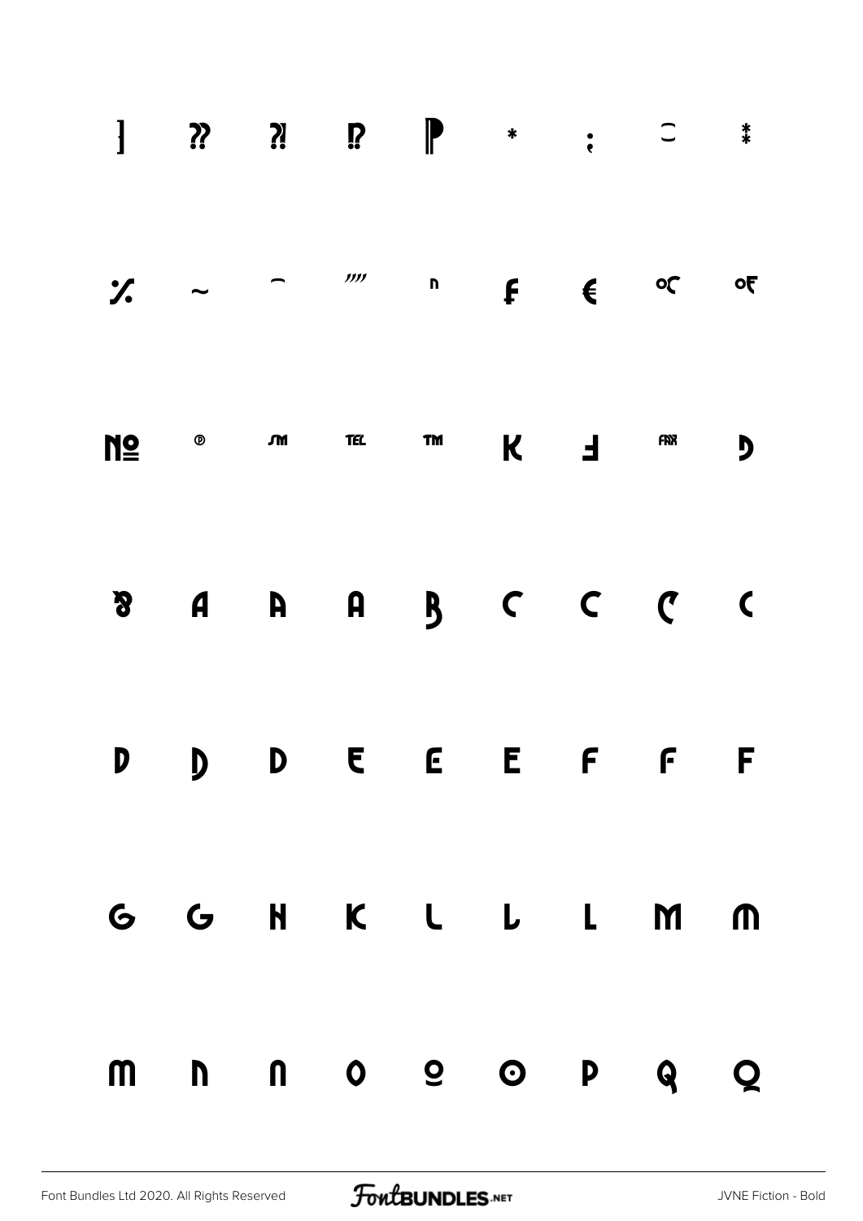] ⁇ ⁈ ⁉ ¶ * ; ⁔ ⁑

% ~ ⁀ ⁗ ⁿ ₣ € ℃ ℉

№ ℗ ℠ ℡ ™ K Ⅎ ℻ Ð

ẞ A A A B C C C C

D D D E E E F F F

G G H K L L L M M

M N N O O O P Q Q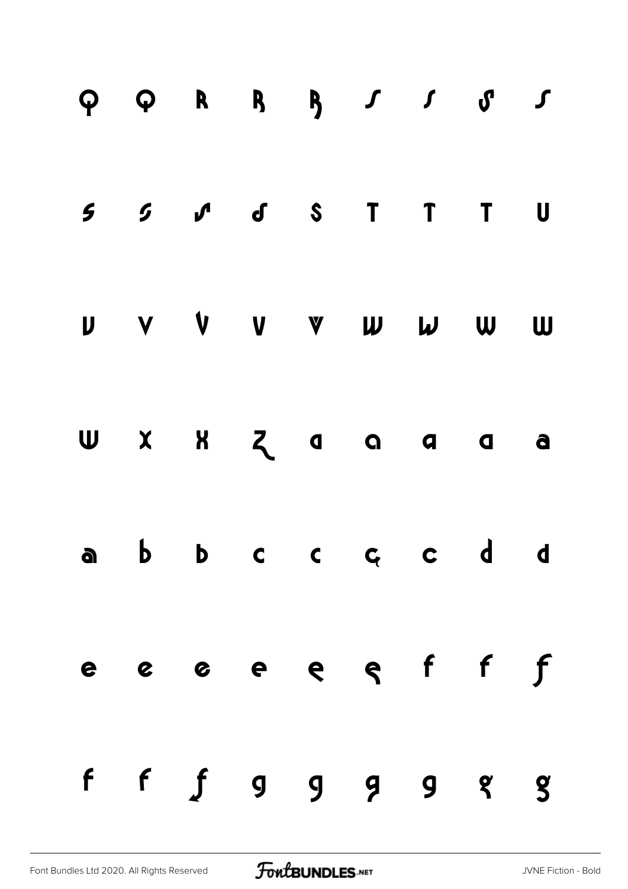Q Q R R R S S S S

S S S S S T T T U

V V V V V W W W W

W X X Z a a a a a

a b b c c ç c d d

e e e e e ę f f f

f f f g g g g g g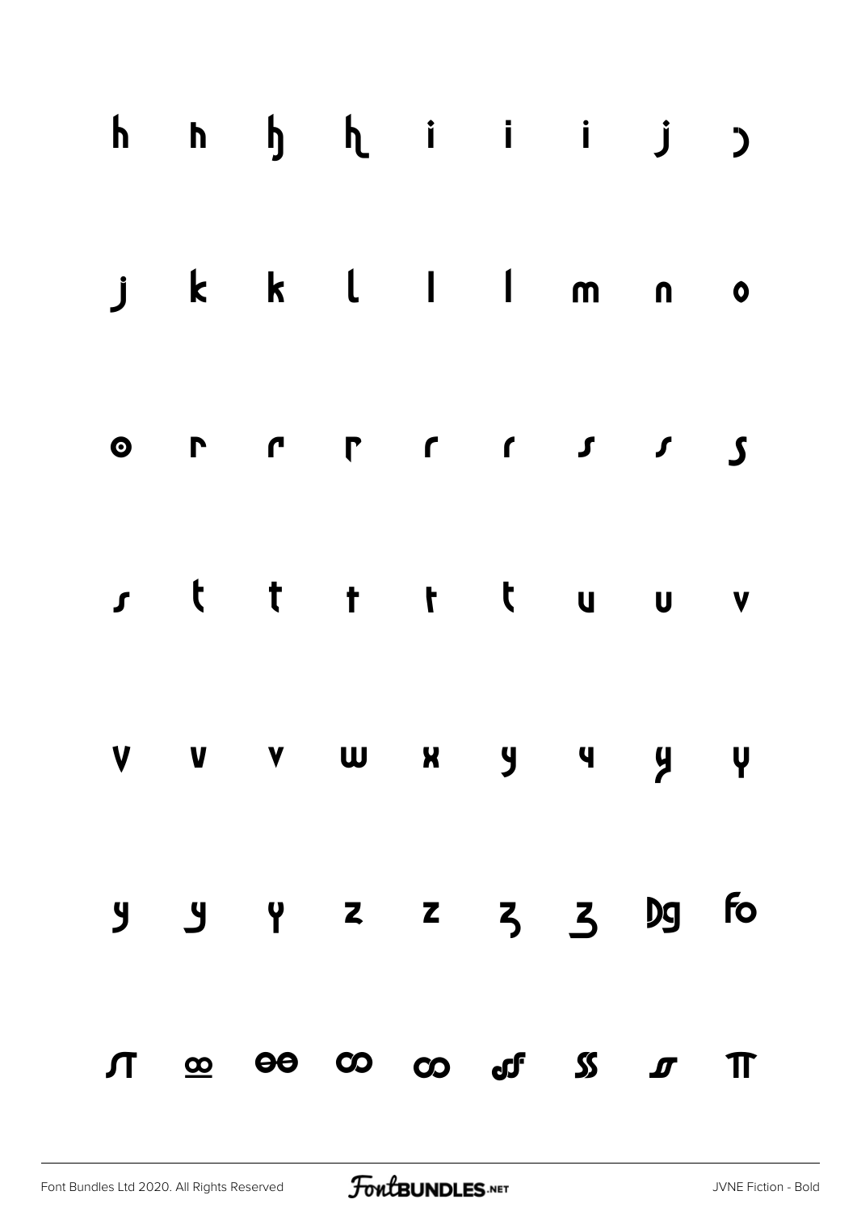h h ɧ ɦ i i i j ɔ

j k k l l l m n o

o r r r r r ʃ ʃ ʃ

ʃ t t t t t u u v

v v v w x y y y y

y y y z z ʒ ʒ Dg fo

ʃT oo oo oo oo ʃʃ ss ʃ T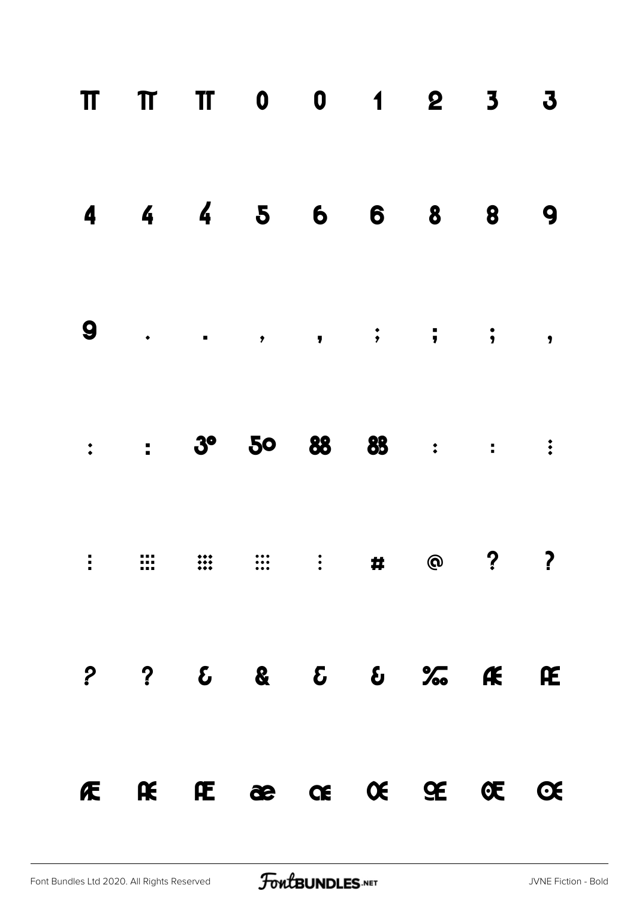π π π 0 0 1 2 3 3

4 4 4 5 6 6 8 8 9

9 . . , , ; ; ; ,

: : 3° 5o 88 88 : : ⋮

⋮ ⁝⁝⁝ ⁝⁝⁝ ⁝⁝⁝ ⋮ # @ ? ?

? ? & & & & ‰ Æ Æ

Æ Æ Æ æ œ Œ Œ Œ Œ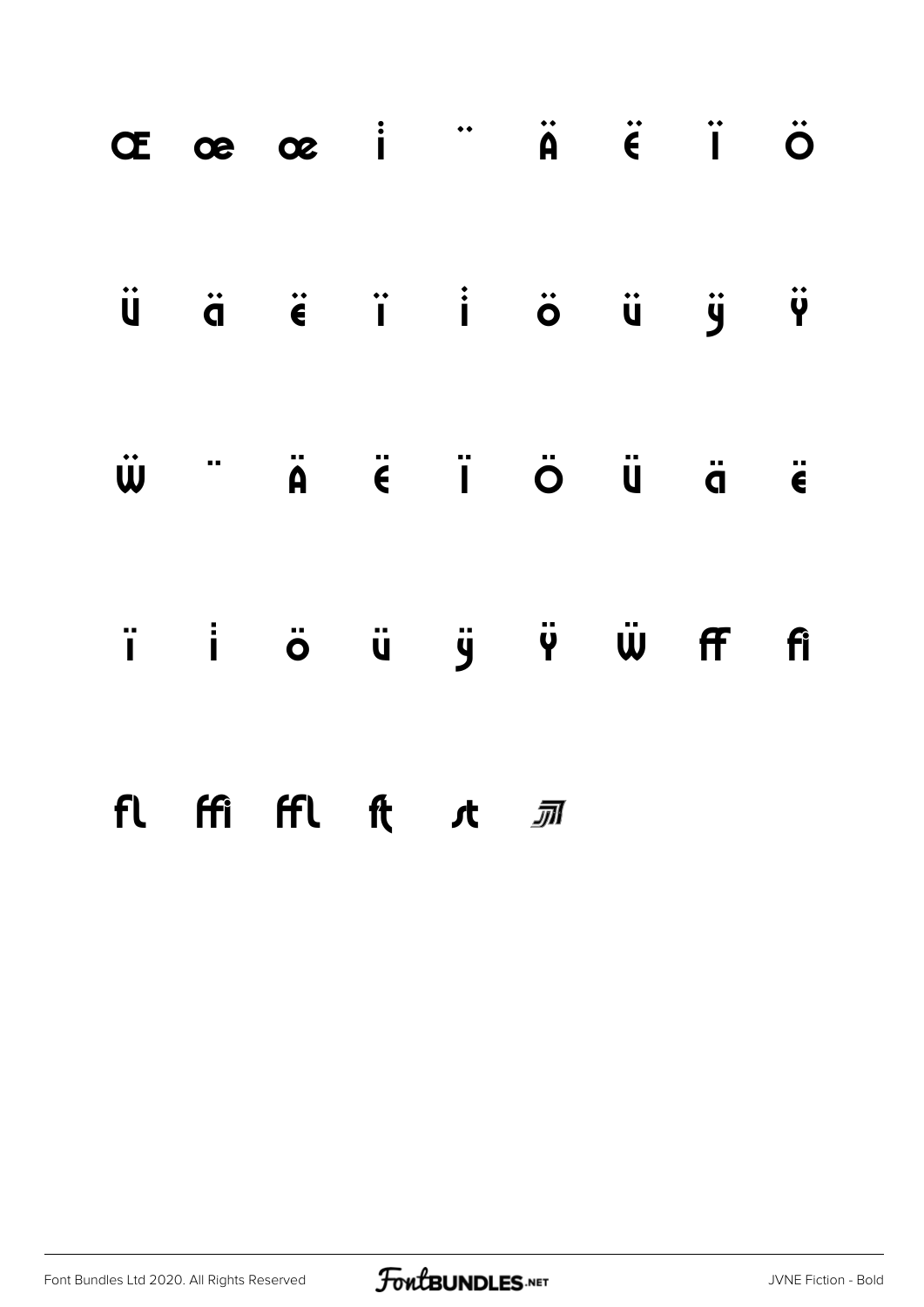Œ œ œ i ̈ Ä Ë Ï Ö

Ü ä ë ï i ö ü ÿ Ÿ

Ẅ ̈ Ä Ë Ï Ö Ü ä ë

ï i ö ü ÿ Ÿ Ẅ ff fi

fl ffi ffl ft st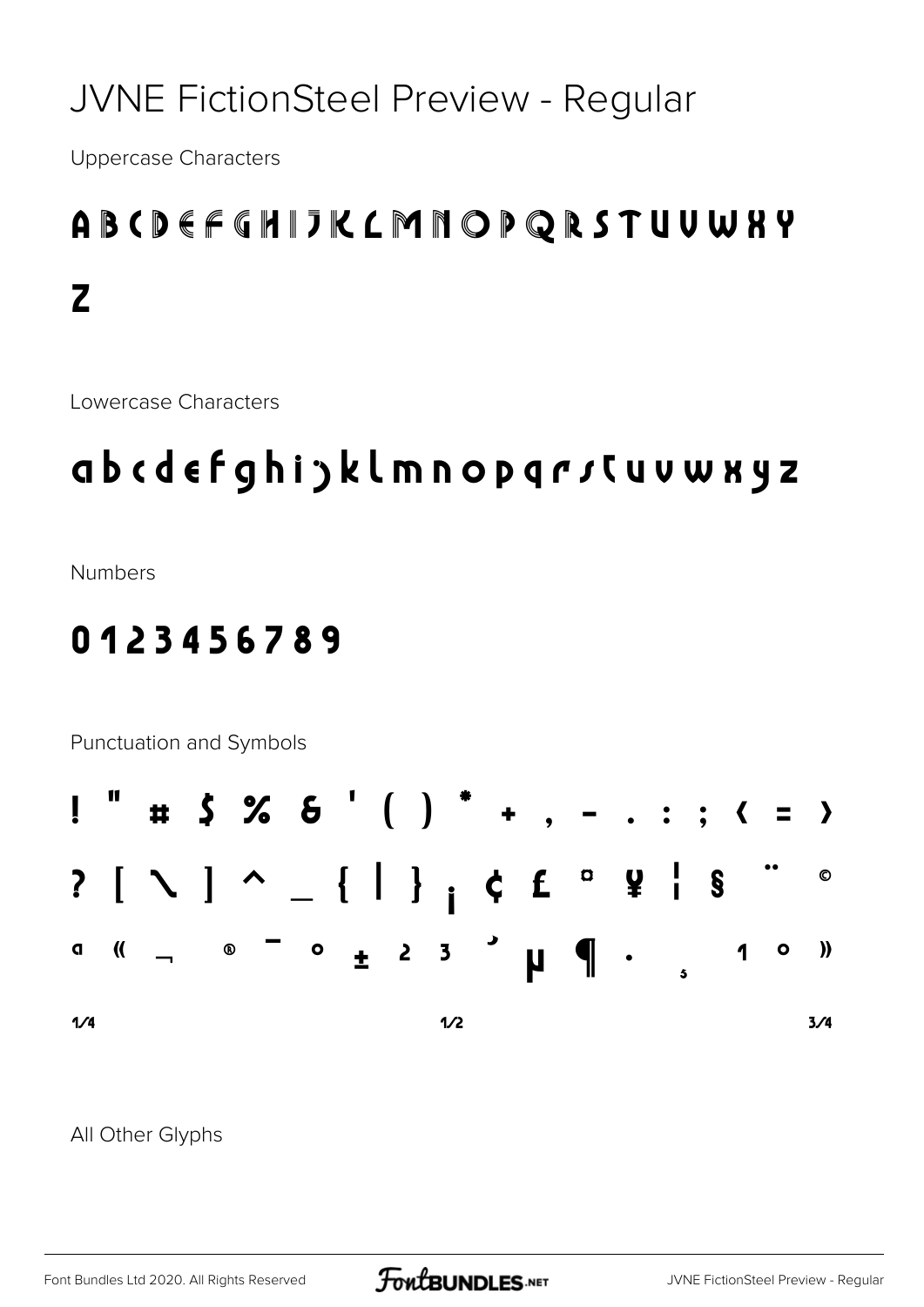# JVNE FictionSteel Preview - Regular

Uppercase Characters

A B C D E F G H I J K L M N O P Q R S T U V W X Y Z

Lowercase Characters

a b c d e f g h i j k l m n o p q r s t u v w x y z

Numbers

0 1 2 3 4 5 6 7 8 9

Punctuation and Symbols

! " # $ % & ' ( ) * + , - . : ; < = >

? [ \ ] ^ _ { | } ¡ ¢ £ ¤ ¥ ¦ § ¨ ©

ª « ¬ ® ¯ ° ± ² ³ ´ µ ¶ · ¸ ¹ º »

¼ ½ ¾

All Other Glyphs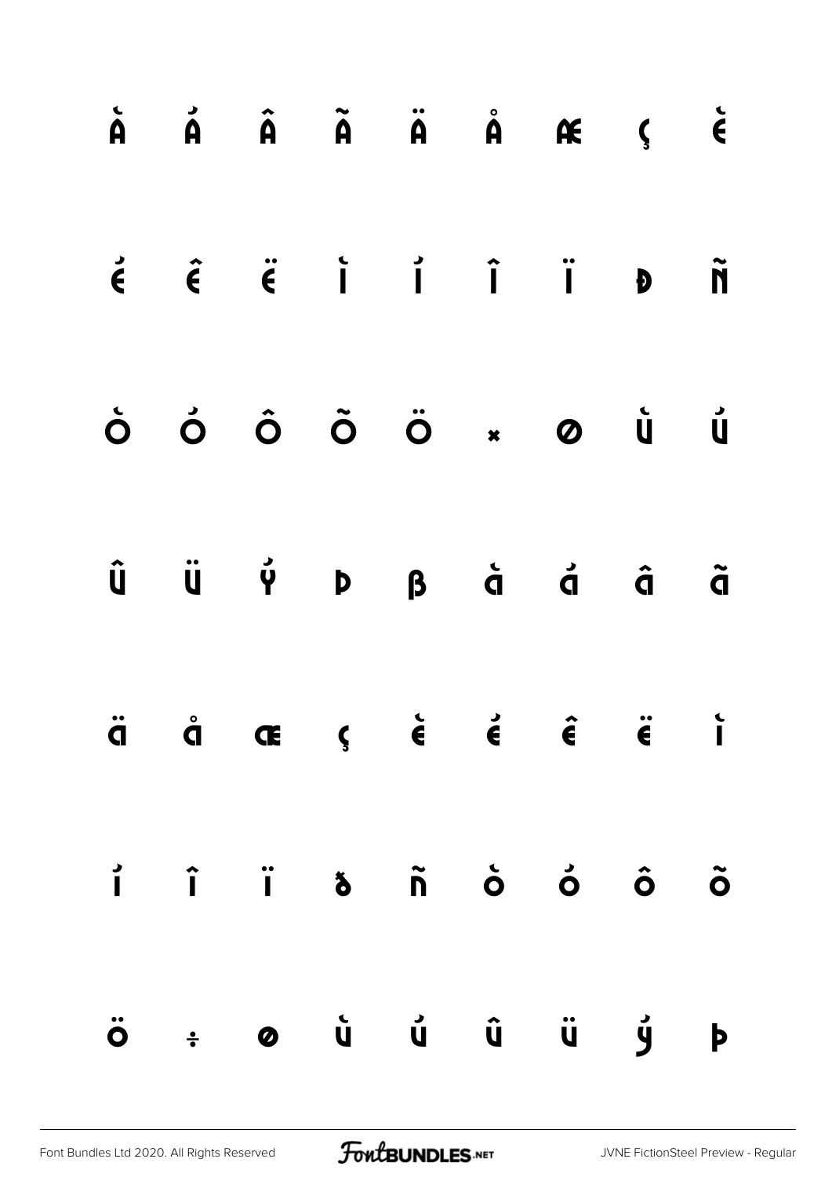À Á Â Ã Ä Å Æ Ç È

É Ê Ë Ì Í Î Ï Ð Ñ

Ò Ó Ô Õ Ö × Ø Ù Ú

Û Ü Ý Þ ß à á â ã

ä å æ ç è é ê ë ì

í î ï ð ñ ò ó ô õ

ö ÷ ø ù ú û ü ý þ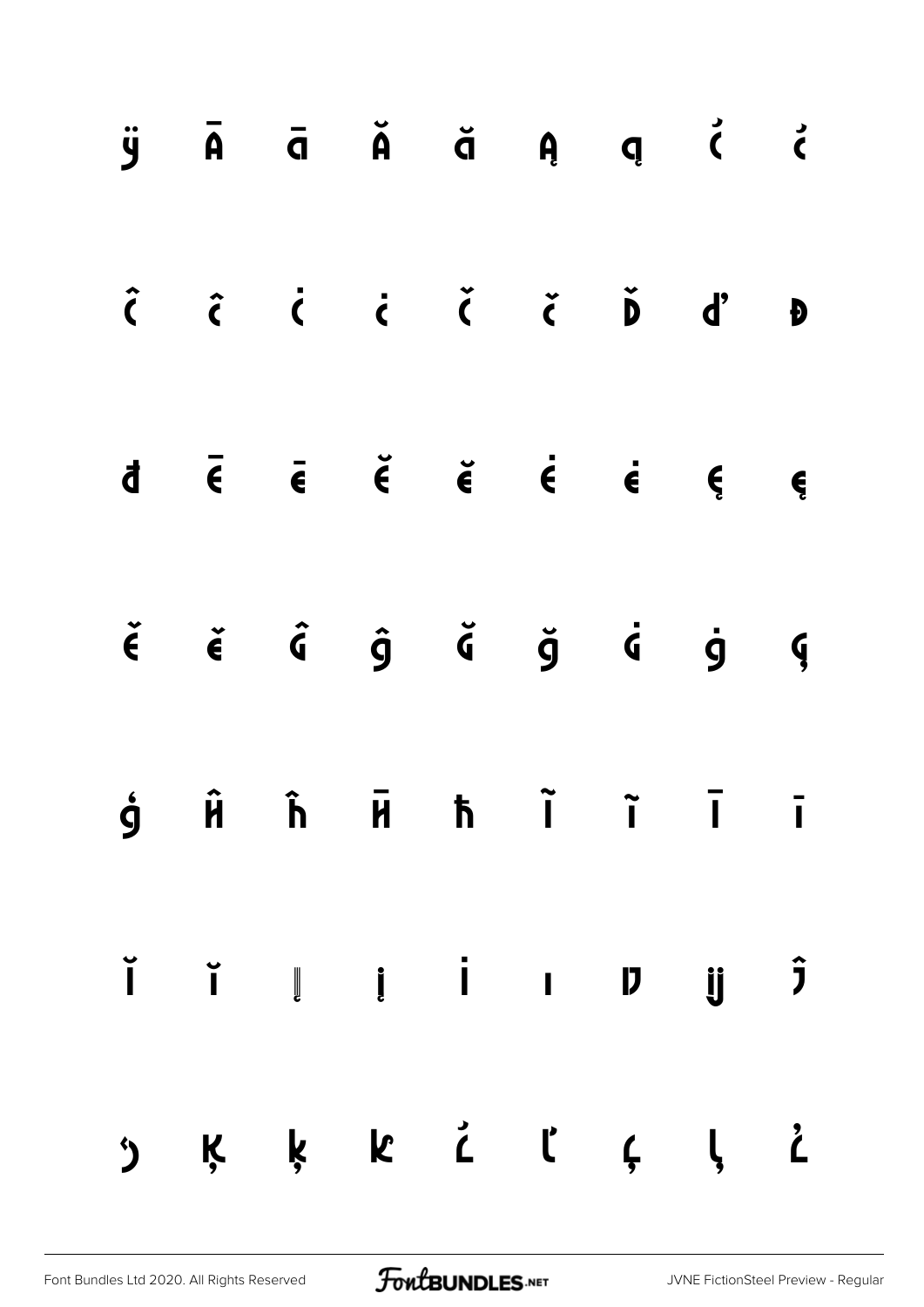ÿ Ā ā Ă ă Ą ą Ć ć

Ĉ ĉ Ċ ċ Č č Ď ď Đ

đ Ē ē Ĕ ĕ Ė ė Ę ę

Ě ě Ĝ ĝ Ğ ğ Ġ ġ Ģ

ģ Ĥ ĥ Ħ ħ Ĩ ĩ Ī ī

Ĭ ĭ Į į İ ı Ĳ ĳ Ĵ

ĵ Ķ ķ ĸ Ĺ ĺ Ļ ļ Ľ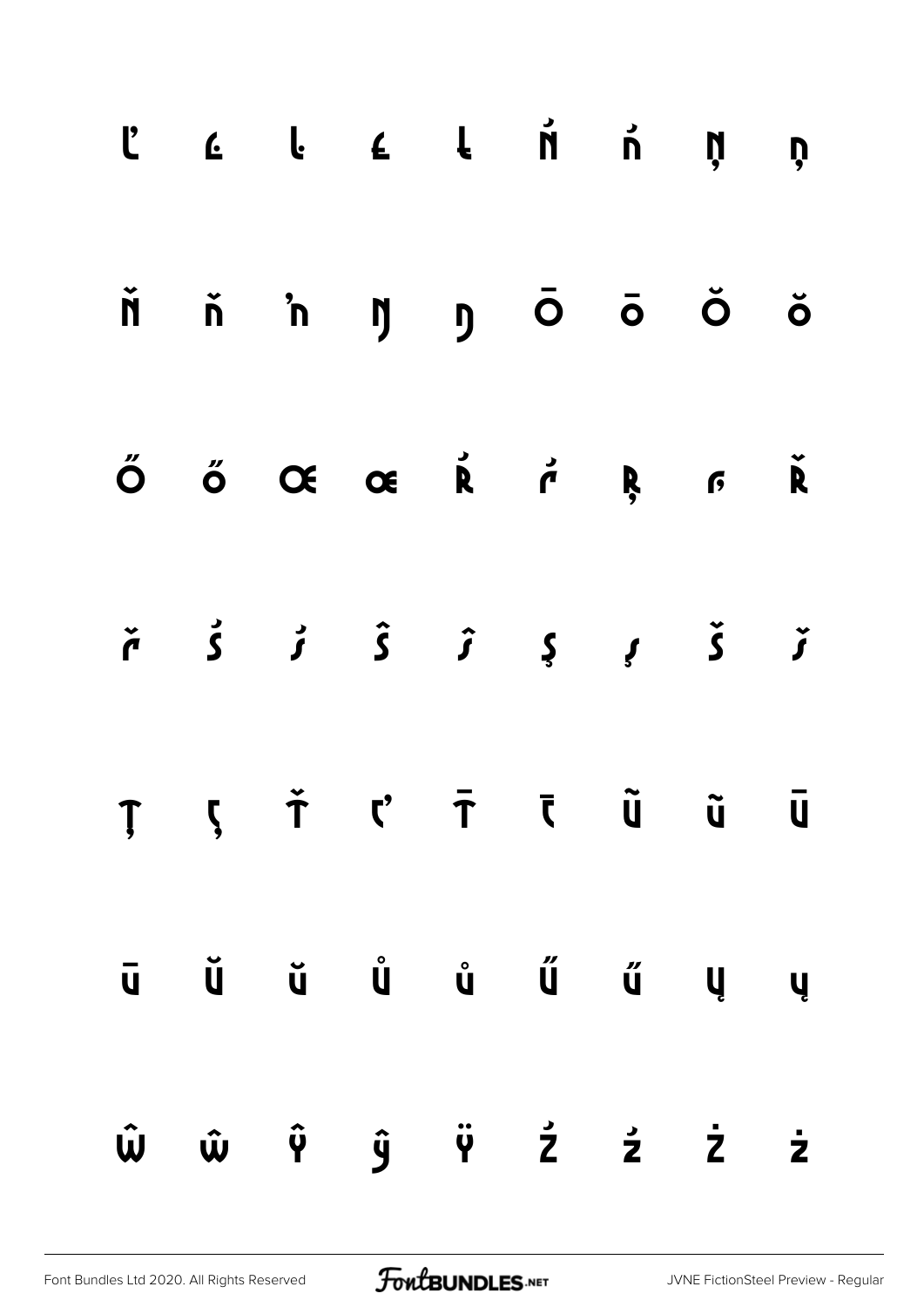Ľ ľ Ŀ ŀ Ł Ń ń Ņ ņ

Ň ň ŉ Ŋ ŋ Ō ō Ŏ ŏ

Ő ő Œ œ Ŕ ŕ Ŗ ŗ Ř

ř Ś ś Ŝ ŝ Ş ş Š š

Ţ ţ Ť ť Ŧ ŧ Ũ ũ Ū

ū Ŭ ŭ Ů ů Ű ű Ų ų

Ŵ ŵ Ŷ ŷ Ÿ Ź ź Ż ż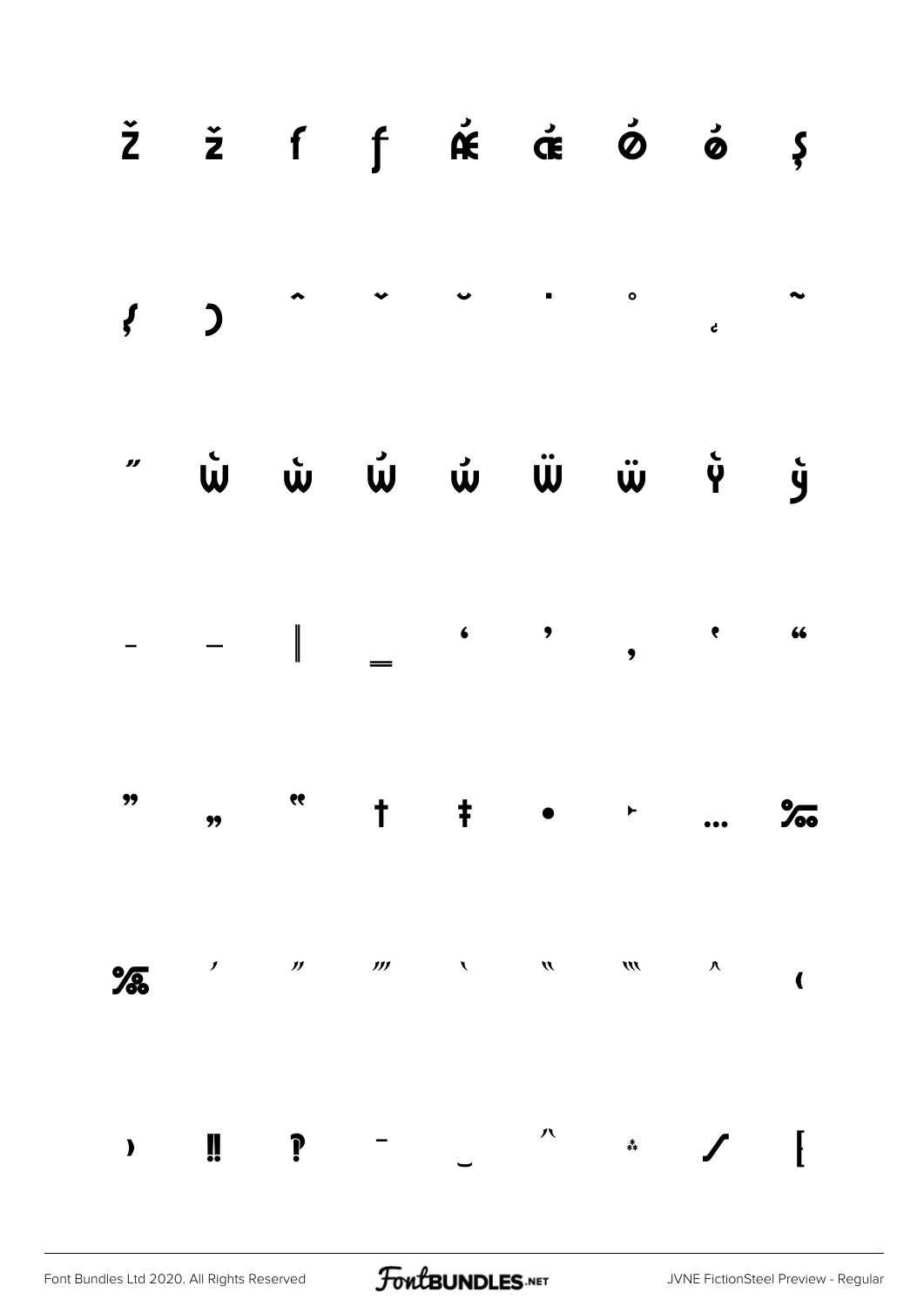Ž ž ƒ ʃ Ǽ ǽ Ǿ ǿ Ş

ʃ ͻ ˆ ˇ ˘ ˙ ˚ ˛ ˜

˝ Ẁ ẁ Ẃ ẃ Ẅ ẅ Ỳ ỳ

– — ‖ ‗ ‘ ’ ‚ ‛ “

” „ ‟ † ‡ • ‣ … ‰

‱ ′ ″ ‴ ‵ ‶ ‷ ‸ ‹

› ‼ ‽ ‾ ‿ ⁀ ⁂ ⁄ ⁅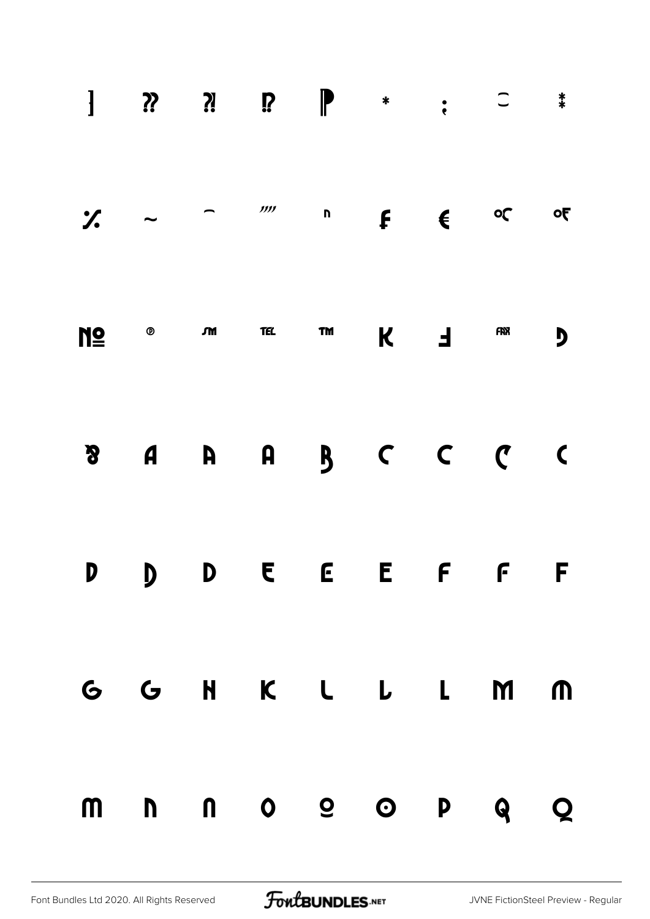] ⁇ ⁈ ⁉ ‖ * ; ‿ ⁑

% ~ ⁀ """" n ₣ € ℃ ℉

№ ℗ ℠ ℡ ™ K Ⅎ ℻ D

ß A A A B C C C C

D D D E E E F F F

G G H K L L L M M

M N N O O O P Q Q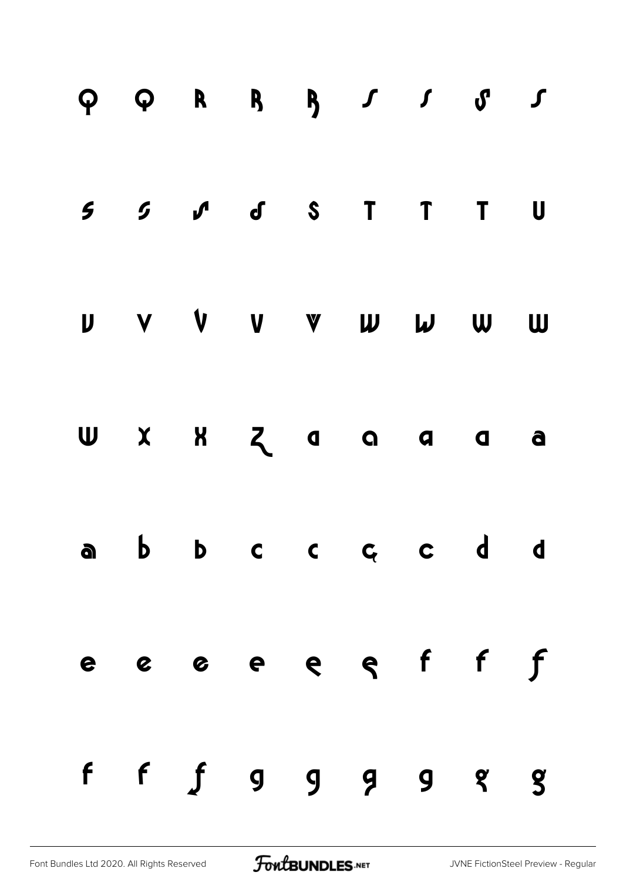Q Q R R R S S S S

S S S S S T T T U

V V V V V W W W W

W X X Z a a a a a

a b b c c ç c d d

e e e e e e f f f

f f f g g g g g g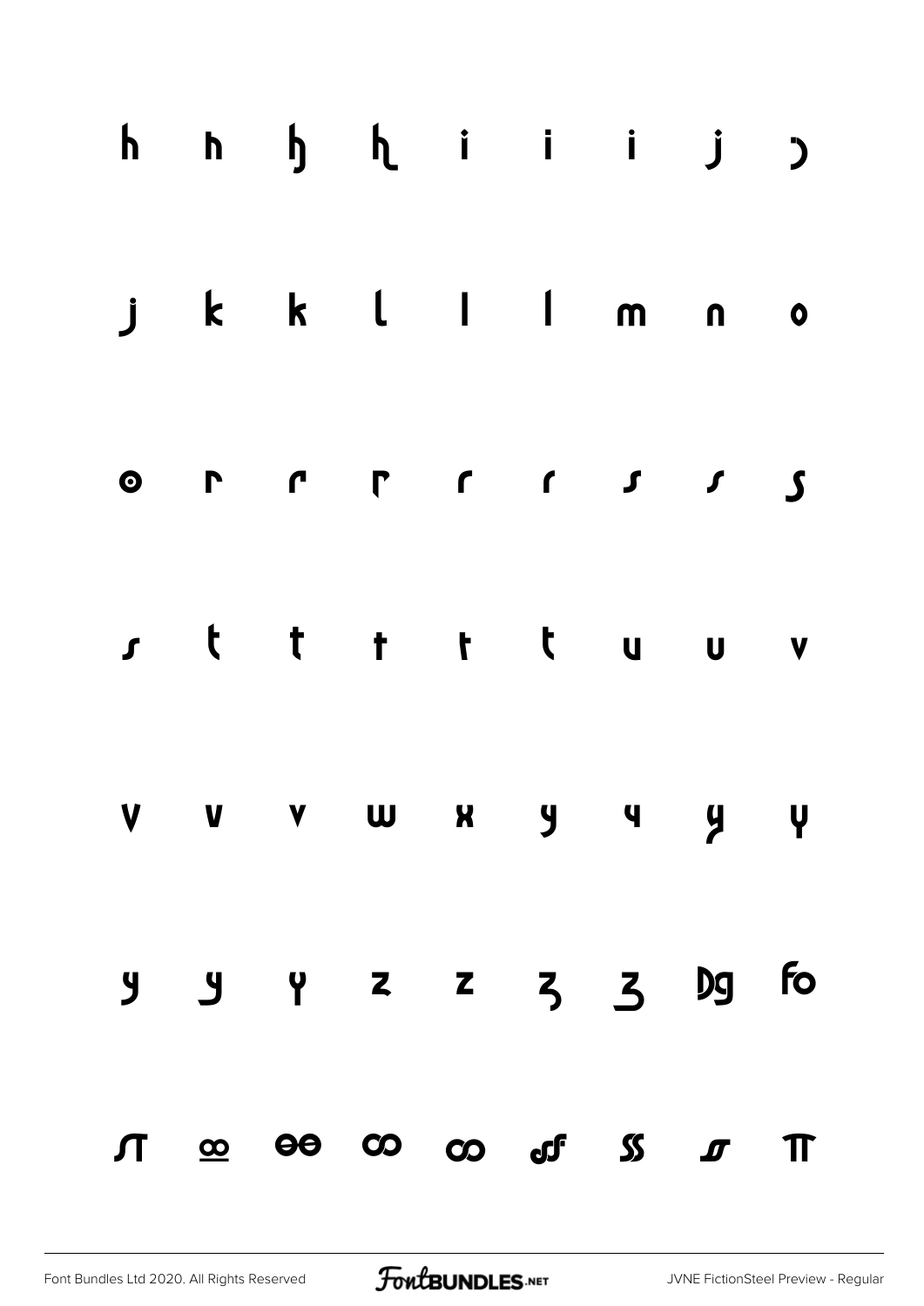h h ɧ ɦ i i i j ɔ

j k k l l l m n o

ʘ r r r r r ʃ ʃ ʃ

ʃ t t t t t u u v

v v v w x y y y y

y y y z z ʒ ʒ Dg fo

ʃT ∞ θθ ∞ ∞ ʃʃ SS ʃ TT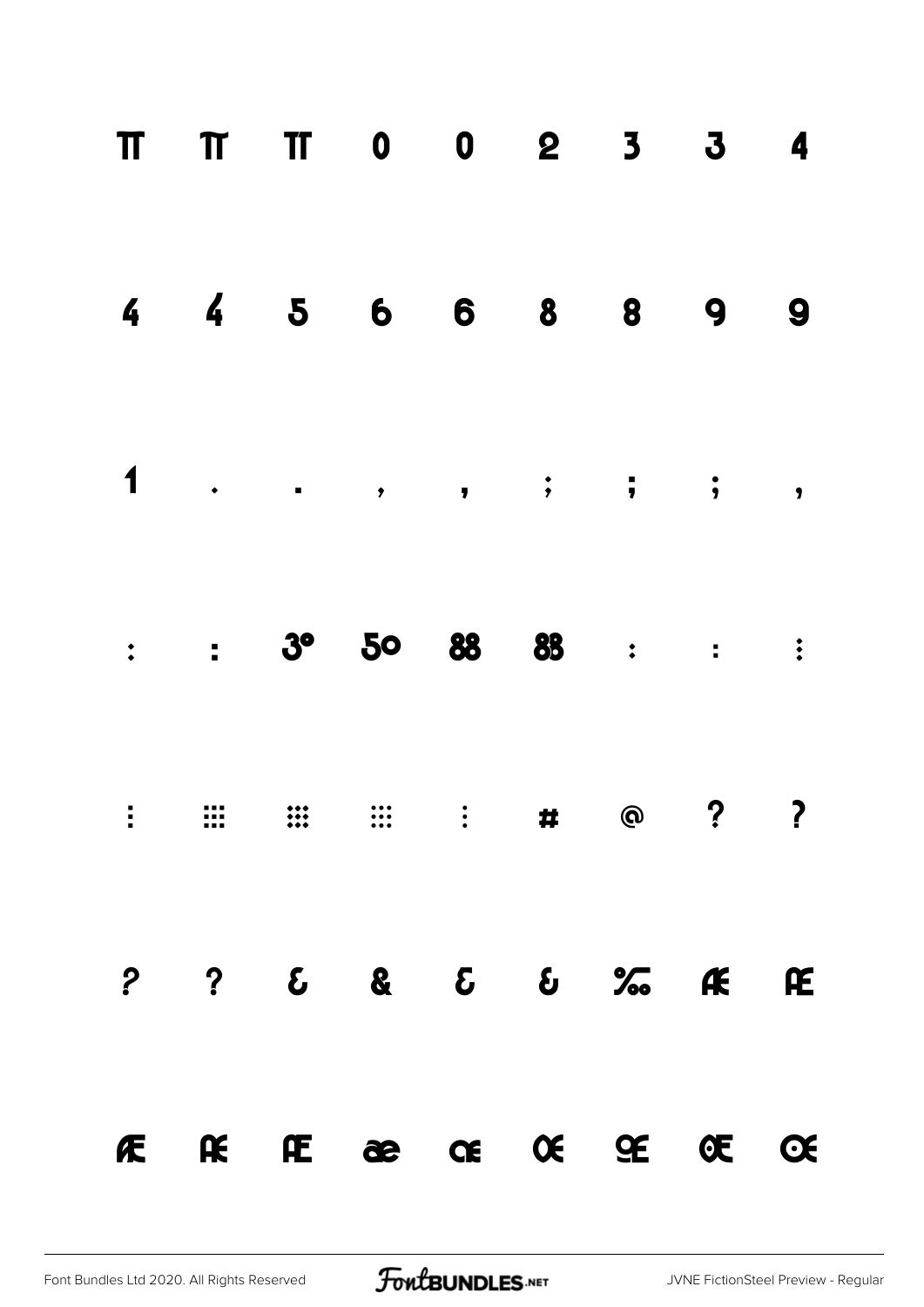π π π 0 0 2 3 3 4

4 4 5 6 6 8 8 9 9

1 . . , , ; ; ; ,

: : 3° 5o 88 88 : : ⋮

⋮ ⁙ ⁙ ⁙ ⋮ # @ ? ?

? ? & & & & ‰ Æ Æ

Æ Æ Æ æ œ Œ Œ Œ Œ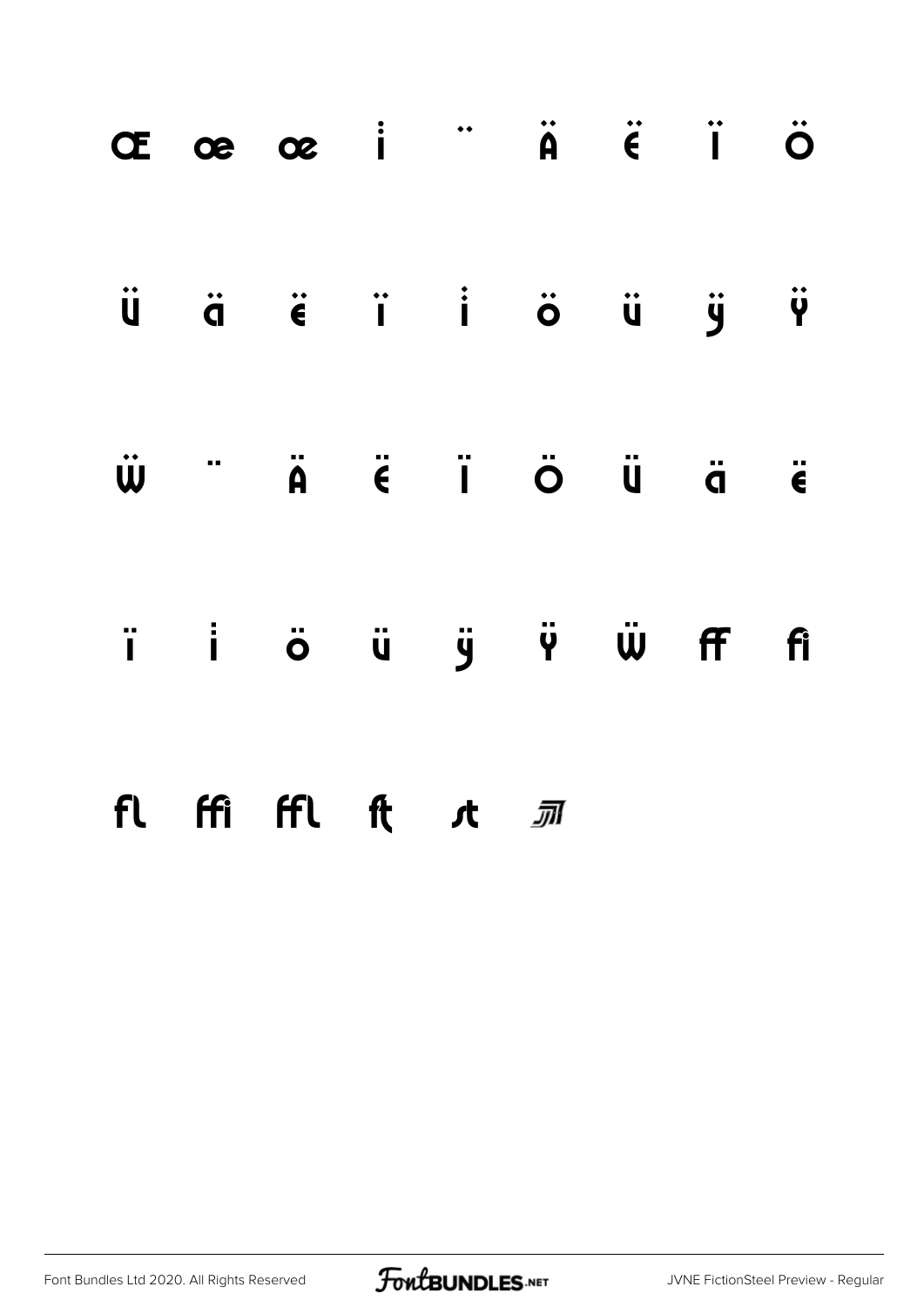Œ œ œ i̇ ̈ Ä Ë Ï Ö

Ü ä ë ï i̇ ö ü ÿ Ÿ

Ẅ ̈ Ä Ë Ï Ö Ü ä ë

ï i̇ ö ü ÿ Ÿ Ẅ ﬀ ﬁ

ﬂ ﬃ ﬄ ﬅ ﬆ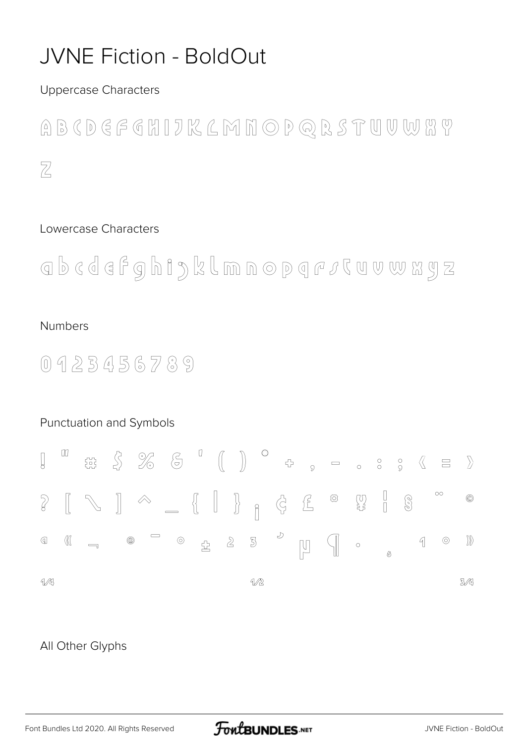# JVNE Fiction - BoldOut

Uppercase Characters

A B C D E F G H I J K L M N O P Q R S T U V W X Y Z

Lowercase Characters

a b c d e f g h i j k l m n o p q r s t u v w x y z

Numbers

0 1 2 3 4 5 6 7 8 9

Punctuation and Symbols

! " # $ % & ' ( ) * + , - . : ; < = >

? [ \ ] ^ _ { | } ¡ ¢ £ ¤ ¥ ¦ § ¨ ©

ª « ¬ ® ¯ ° ± ² ³ ´ µ ¶ · ¸ ¹ º »

¼ ½ ¾

All Other Glyphs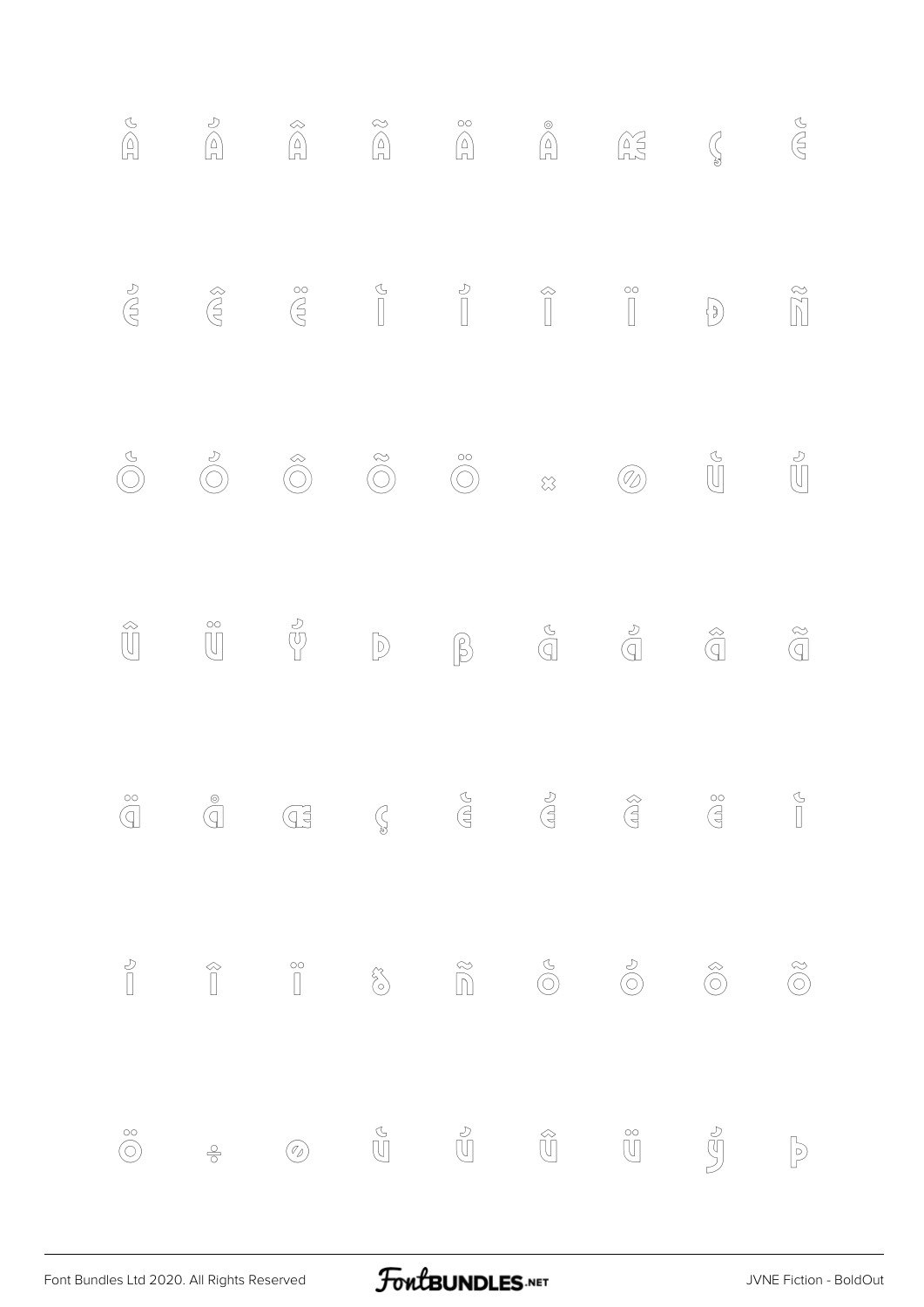À Á Â Ã Ä Å Æ Ç È

É Ê Ë Ì Í Î Ï Ð Ñ

Ò Ó Ô Õ Ö × Ø Ù Ú

Û Ü Ý Þ ß à á â ã

ä å æ ç è é ê ë ì

í î ï ð ñ ò ó ô õ

ö ÷ ø ù ú û ü ý þ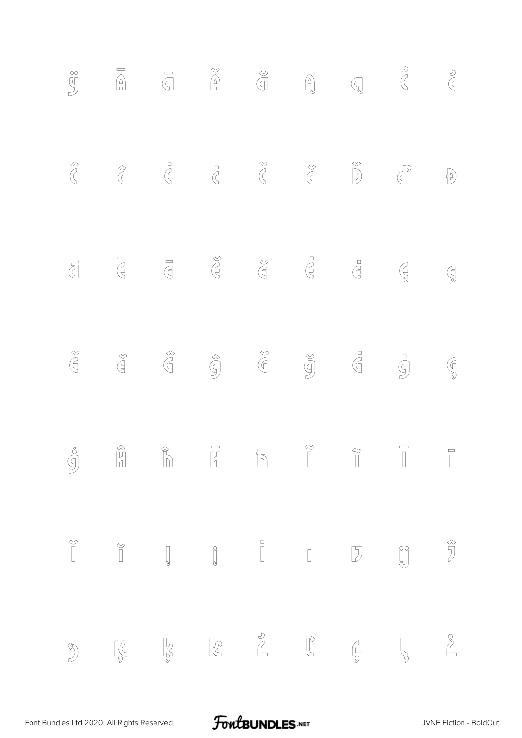ÿ Ā ā Ă ă Ą ą Ć ć

Ĉ ĉ Ċ ċ Č č Ď ď Đ

đ Ē ē Ĕ ĕ Ė ė Ę ę

Ě ě Ĝ ĝ Ğ ğ Ġ ġ Ģ

ģ Ĥ ĥ Ħ ħ Ĩ ĩ Ī ī

Ĭ ĭ Į į İ ı Ĳ ĳ Ĵ

ĵ Ķ ķ ĸ Ĺ ĺ Ļ ļ Ľ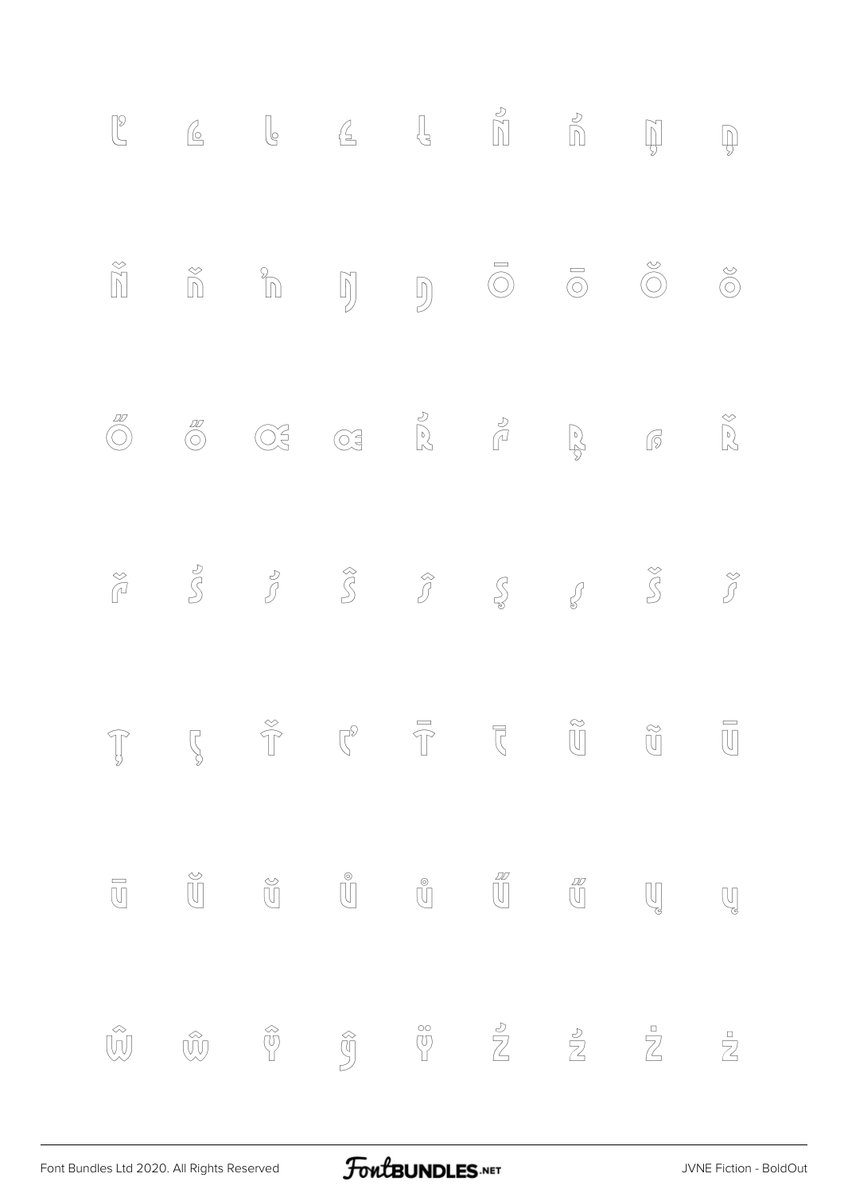Ľ ľ Ŀ ŀ Ł Ń ń Ņ ņ

Ň ň ŉ Ŋ ŋ Ō ō Ŏ ŏ

Ő ő Œ œ Ŕ ŕ Ŗ ŗ Ř

ř Ś ś Ŝ ŝ Ş ş Š š

Ţ ţ Ť ť Ŧ ŧ Ũ ũ Ū

ū Ŭ ŭ Ů ů Ű ű Ų ų

Ŵ ŵ Ŷ ŷ Ÿ Ź ź Ż ż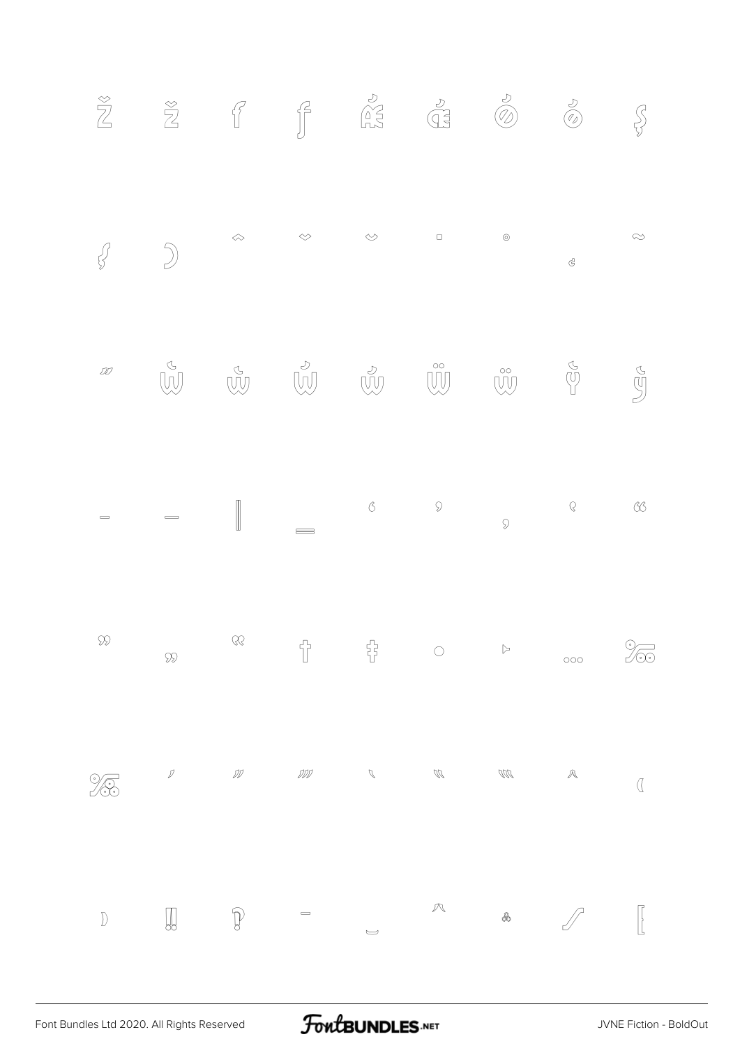Ž ž ƒ ƒ Ǽ ǽ Ǿ ǿ Ş

ſ ) ˆ ˇ ˘ ˙ ˚ ˛ ˜

˝ Ẁ ẁ Ẃ ẃ Ẅ ẅ Ỳ ỳ

– — ‖ ‗ ‘ ’ ‚ ‛ “

” „ ‟ † ‡ • ‣ … ‰

‱ ′ ″ ‴ ‵ ‶ ‷ ‸ ‹

› ‼ ‽ ‾ ‿ ⁀ ⁂ ⁄ ⁅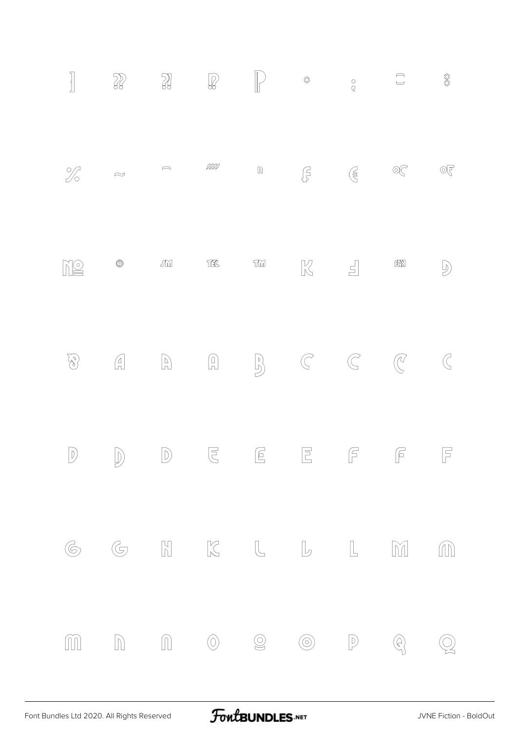] ⁇ ⁈ ‼ ¶ ⁂ ; ⁐ ⁑

% ~ ‿ //// n ₣ € ℃ ℉

№ ® ℠ ℡ ™ K ⅃ ℻ Ð

ẞ A A A B C C C C

D D D E E E F F F

G G H K L L L M M

m n n O O O P Q Q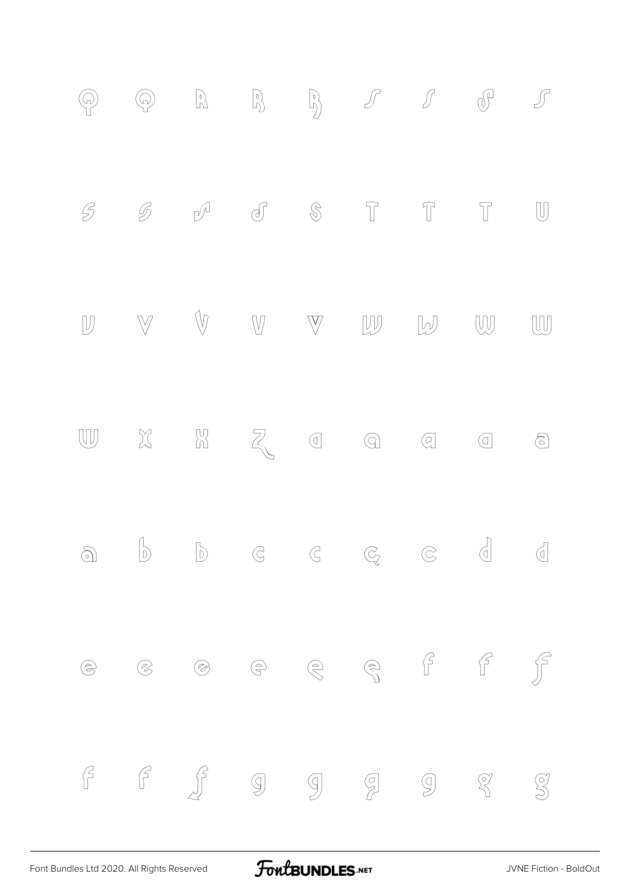Q Q R R R S S S S

S S S S S T T T U

U V V V V W W W W

W X X Z a a a a a

a b b c c c c d d

e e e e e e f f f

f f f g g g g g g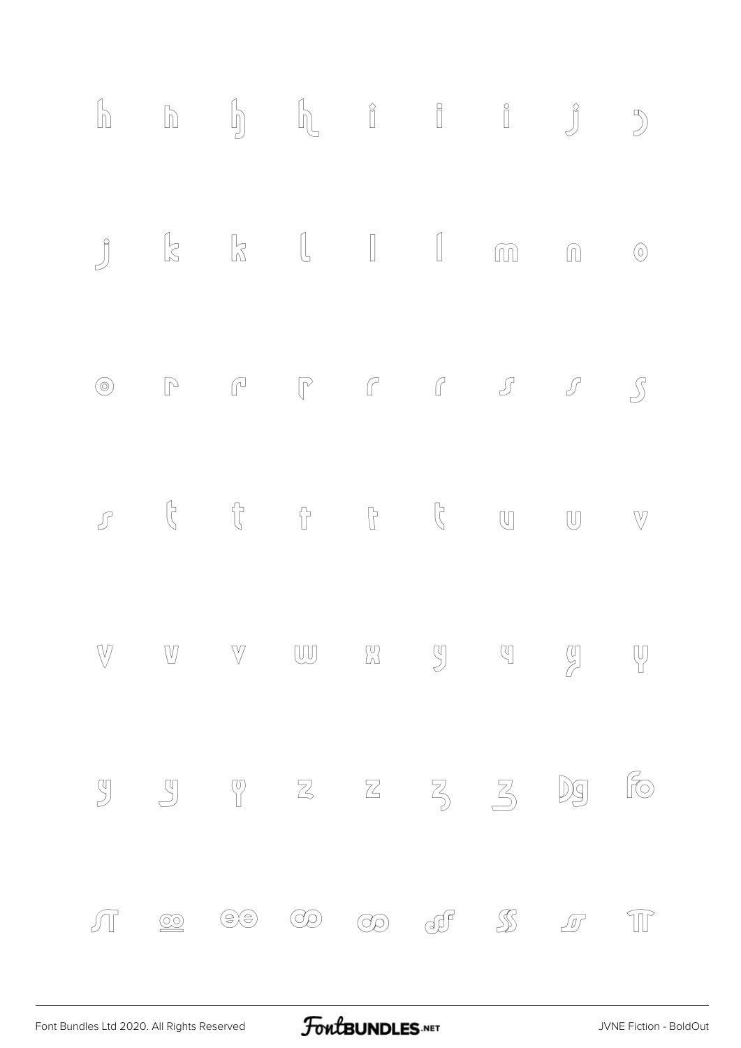h h h h i i i j j

j k k l l l m n o

o r r r r r s s s

s t t t t t u u v

v v v w x y y y y

y y y z z z z Dg fo

ff oo oo oo oo ff ss ff TT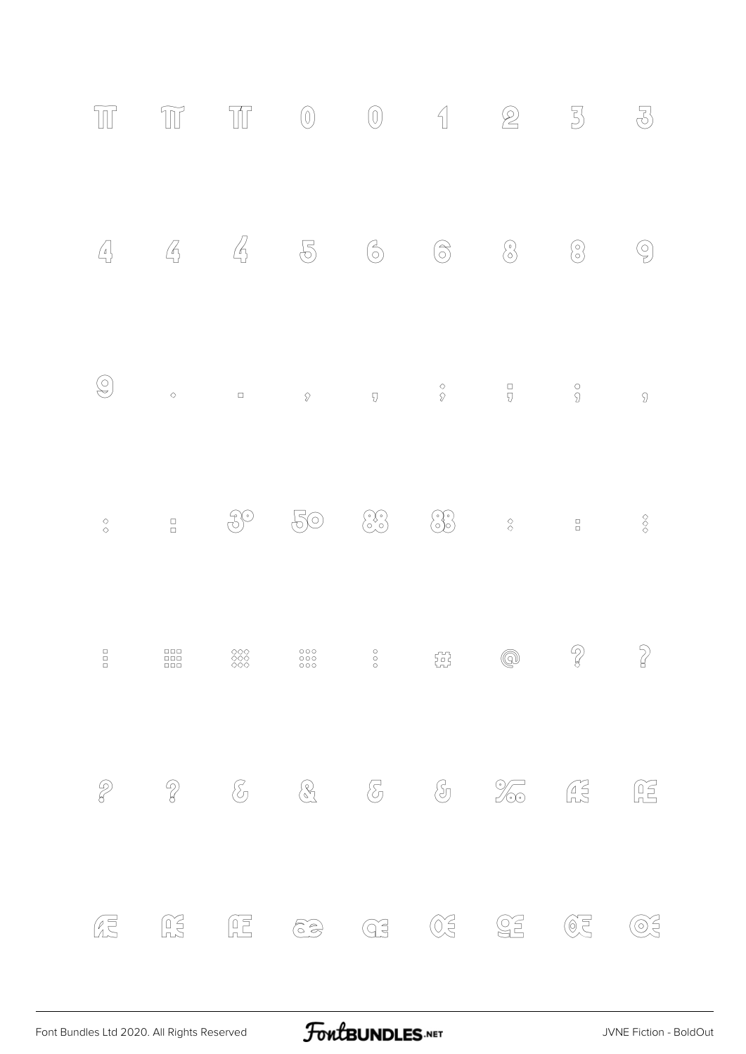| | | | | | | | | |
|---|---|---|---|---|---|---|---|---|
| π | π | π́ | 0 | 0 | 1 | 2 | 3 | 3 |
| 4 | 4 | 4 | 5 | 6 | 6 | 8 | 8 | 9 |
| 9 | . | . | , | , | ; | ; | ; | , |
| : | : | 3° | 5o | 88 | 88 | : | : | ⁝ |
| ⁝ | ⁙ | ⁙ | ⁙ | ⁝ | # | @ | ? | ? |
| ? | ? | & | & | & | & | ‰ | Æ | Æ |
| Æ | Æ | Æ | æ | œ | Œ | Œ | Œ | Œ |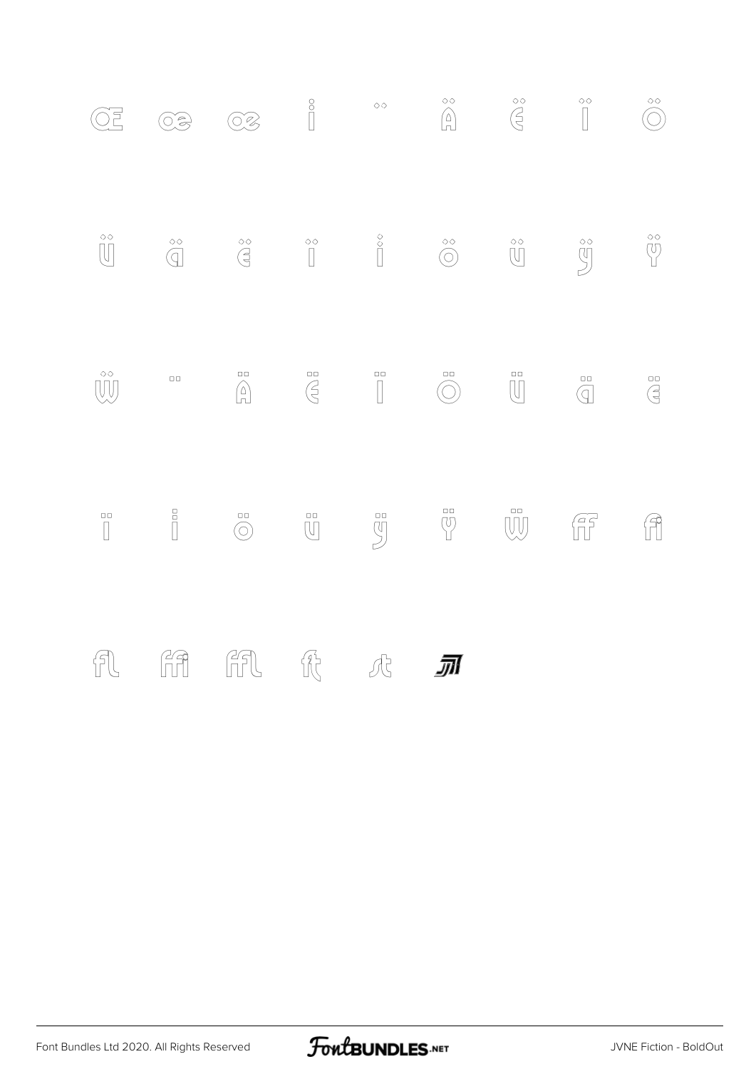Œ œ œ i ¨ Ä Ë Ï Ö

Ü ä ë ï i ö ü ÿ Ÿ

Ẅ ¨ Ä Ë Ï Ö Ü ä ë

ï i ö ü ÿ Ÿ Ẅ ff fi

fl ffi ffl ft st